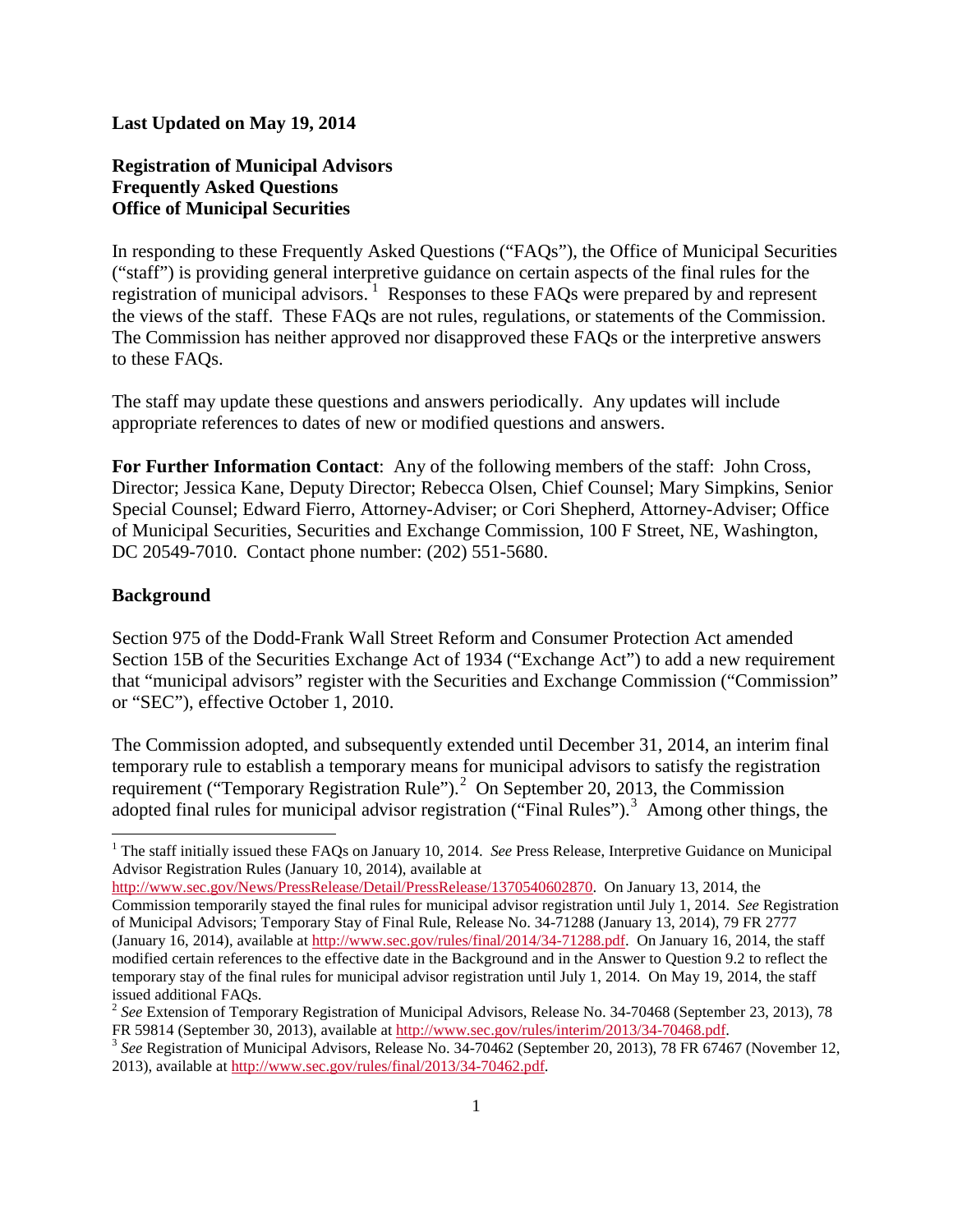**Last Updated on May 19, 2014**

**Registration of Municipal Advisors**
**Frequently Asked Questions**
**Office of Municipal Securities**

In responding to these Frequently Asked Questions ("FAQs"), the Office of Municipal Securities ("staff") is providing general interpretive guidance on certain aspects of the final rules for the registration of municipal advisors. [1] Responses to these FAQs were prepared by and represent the views of the staff. These FAQs are not rules, regulations, or statements of the Commission. The Commission has neither approved nor disapproved these FAQs or the interpretive answers to these FAQs.

The staff may update these questions and answers periodically. Any updates will include appropriate references to dates of new or modified questions and answers.

**For Further Information Contact**: Any of the following members of the staff: John Cross, Director; Jessica Kane, Deputy Director; Rebecca Olsen, Chief Counsel; Mary Simpkins, Senior Special Counsel; Edward Fierro, Attorney-Adviser; or Cori Shepherd, Attorney-Adviser; Office of Municipal Securities, Securities and Exchange Commission, 100 F Street, NE, Washington, DC 20549-7010. Contact phone number: (202) 551-5680.

**Background**

Section 975 of the Dodd-Frank Wall Street Reform and Consumer Protection Act amended Section 15B of the Securities Exchange Act of 1934 ("Exchange Act") to add a new requirement that "municipal advisors" register with the Securities and Exchange Commission ("Commission" or "SEC"), effective October 1, 2010.

The Commission adopted, and subsequently extended until December 31, 2014, an interim final temporary rule to establish a temporary means for municipal advisors to satisfy the registration requirement ("Temporary Registration Rule"). [2] On September 20, 2013, the Commission adopted final rules for municipal advisor registration ("Final Rules"). [3] Among other things, the

---

[1] The staff initially issued these FAQs on January 10, 2014. *See* Press Release, Interpretive Guidance on Municipal Advisor Registration Rules (January 10, 2014), available at http://www.sec.gov/News/PressRelease/Detail/PressRelease/1370540602870. On January 13, 2014, the Commission temporarily stayed the final rules for municipal advisor registration until July 1, 2014. *See* Registration of Municipal Advisors; Temporary Stay of Final Rule, Release No. 34-71288 (January 13, 2014), 79 FR 2777 (January 16, 2014), available at http://www.sec.gov/rules/final/2014/34-71288.pdf. On January 16, 2014, the staff modified certain references to the effective date in the Background and in the Answer to Question 9.2 to reflect the temporary stay of the final rules for municipal advisor registration until July 1, 2014. On May 19, 2014, the staff issued additional FAQs.

[2] *See* Extension of Temporary Registration of Municipal Advisors, Release No. 34-70468 (September 23, 2013), 78 FR 59814 (September 30, 2013), available at http://www.sec.gov/rules/interim/2013/34-70468.pdf.

[3] *See* Registration of Municipal Advisors, Release No. 34-70462 (September 20, 2013), 78 FR 67467 (November 12, 2013), available at http://www.sec.gov/rules/final/2013/34-70462.pdf.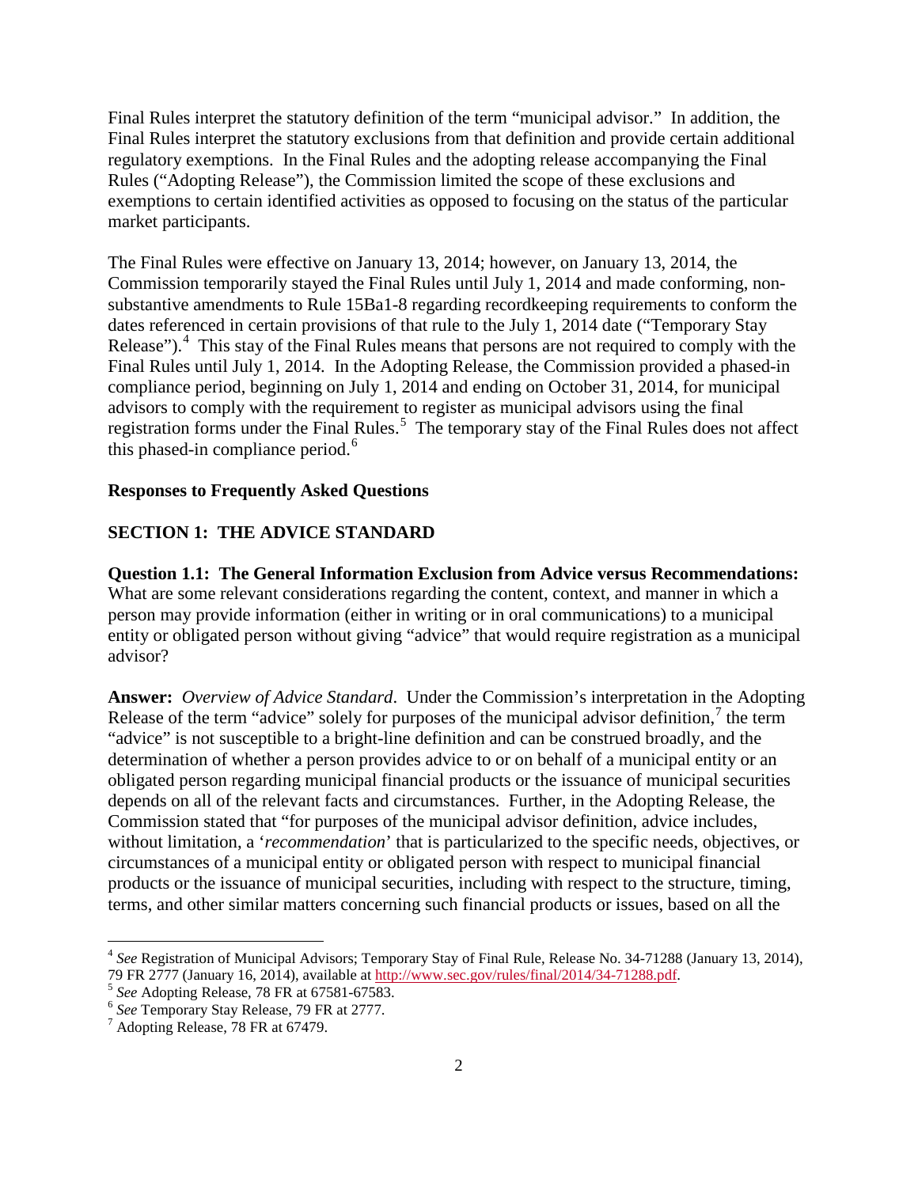Final Rules interpret the statutory definition of the term "municipal advisor." In addition, the Final Rules interpret the statutory exclusions from that definition and provide certain additional regulatory exemptions. In the Final Rules and the adopting release accompanying the Final Rules ("Adopting Release"), the Commission limited the scope of these exclusions and exemptions to certain identified activities as opposed to focusing on the status of the particular market participants.

The Final Rules were effective on January 13, 2014; however, on January 13, 2014, the Commission temporarily stayed the Final Rules until July 1, 2014 and made conforming, non-substantive amendments to Rule 15Ba1-8 regarding recordkeeping requirements to conform the dates referenced in certain provisions of that rule to the July 1, 2014 date ("Temporary Stay Release").[4] This stay of the Final Rules means that persons are not required to comply with the Final Rules until July 1, 2014. In the Adopting Release, the Commission provided a phased-in compliance period, beginning on July 1, 2014 and ending on October 31, 2014, for municipal advisors to comply with the requirement to register as municipal advisors using the final registration forms under the Final Rules.[5] The temporary stay of the Final Rules does not affect this phased-in compliance period.[6]

**Responses to Frequently Asked Questions**

## SECTION 1: THE ADVICE STANDARD

**Question 1.1: The General Information Exclusion from Advice versus Recommendations:** What are some relevant considerations regarding the content, context, and manner in which a person may provide information (either in writing or in oral communications) to a municipal entity or obligated person without giving "advice" that would require registration as a municipal advisor?

**Answer:** *Overview of Advice Standard*. Under the Commission's interpretation in the Adopting Release of the term "advice" solely for purposes of the municipal advisor definition,[7] the term "advice" is not susceptible to a bright-line definition and can be construed broadly, and the determination of whether a person provides advice to or on behalf of a municipal entity or an obligated person regarding municipal financial products or the issuance of municipal securities depends on all of the relevant facts and circumstances. Further, in the Adopting Release, the Commission stated that "for purposes of the municipal advisor definition, advice includes, without limitation, a '*recommendation*' that is particularized to the specific needs, objectives, or circumstances of a municipal entity or obligated person with respect to municipal financial products or the issuance of municipal securities, including with respect to the structure, timing, terms, and other similar matters concerning such financial products or issues, based on all the

---

[4] *See* Registration of Municipal Advisors; Temporary Stay of Final Rule, Release No. 34-71288 (January 13, 2014), 79 FR 2777 (January 16, 2014), available at http://www.sec.gov/rules/final/2014/34-71288.pdf.

[5] *See* Adopting Release, 78 FR at 67581-67583.

[6] *See* Temporary Stay Release, 79 FR at 2777.

[7] Adopting Release, 78 FR at 67479.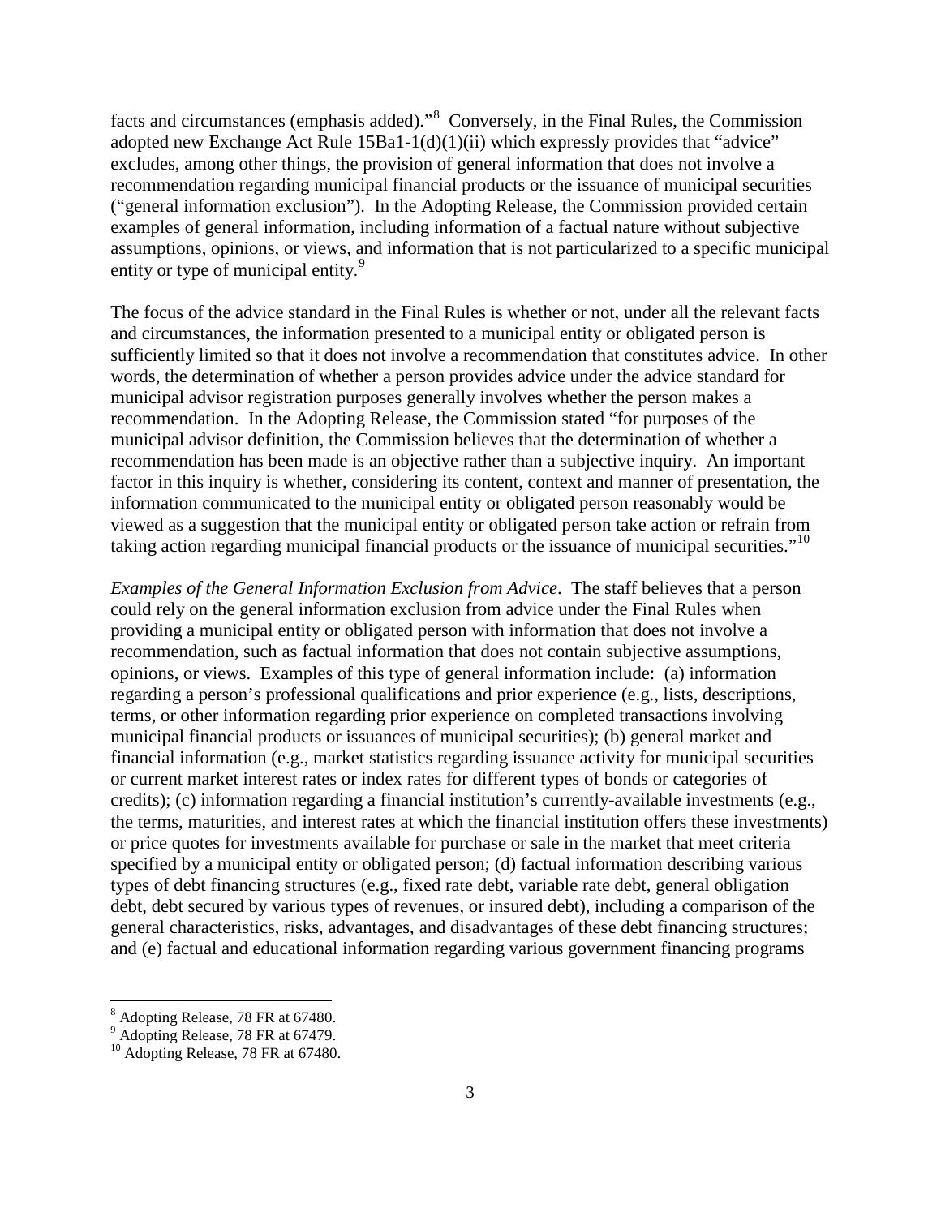facts and circumstances (emphasis added)."[8] Conversely, in the Final Rules, the Commission adopted new Exchange Act Rule 15Ba1-1(d)(1)(ii) which expressly provides that "advice" excludes, among other things, the provision of general information that does not involve a recommendation regarding municipal financial products or the issuance of municipal securities ("general information exclusion"). In the Adopting Release, the Commission provided certain examples of general information, including information of a factual nature without subjective assumptions, opinions, or views, and information that is not particularized to a specific municipal entity or type of municipal entity.[9]

The focus of the advice standard in the Final Rules is whether or not, under all the relevant facts and circumstances, the information presented to a municipal entity or obligated person is sufficiently limited so that it does not involve a recommendation that constitutes advice. In other words, the determination of whether a person provides advice under the advice standard for municipal advisor registration purposes generally involves whether the person makes a recommendation. In the Adopting Release, the Commission stated "for purposes of the municipal advisor definition, the Commission believes that the determination of whether a recommendation has been made is an objective rather than a subjective inquiry. An important factor in this inquiry is whether, considering its content, context and manner of presentation, the information communicated to the municipal entity or obligated person reasonably would be viewed as a suggestion that the municipal entity or obligated person take action or refrain from taking action regarding municipal financial products or the issuance of municipal securities."[10]

*Examples of the General Information Exclusion from Advice*. The staff believes that a person could rely on the general information exclusion from advice under the Final Rules when providing a municipal entity or obligated person with information that does not involve a recommendation, such as factual information that does not contain subjective assumptions, opinions, or views. Examples of this type of general information include: (a) information regarding a person's professional qualifications and prior experience (e.g., lists, descriptions, terms, or other information regarding prior experience on completed transactions involving municipal financial products or issuances of municipal securities); (b) general market and financial information (e.g., market statistics regarding issuance activity for municipal securities or current market interest rates or index rates for different types of bonds or categories of credits); (c) information regarding a financial institution's currently-available investments (e.g., the terms, maturities, and interest rates at which the financial institution offers these investments) or price quotes for investments available for purchase or sale in the market that meet criteria specified by a municipal entity or obligated person; (d) factual information describing various types of debt financing structures (e.g., fixed rate debt, variable rate debt, general obligation debt, debt secured by various types of revenues, or insured debt), including a comparison of the general characteristics, risks, advantages, and disadvantages of these debt financing structures; and (e) factual and educational information regarding various government financing programs

[8] Adopting Release, 78 FR at 67480.
[9] Adopting Release, 78 FR at 67479.
[10] Adopting Release, 78 FR at 67480.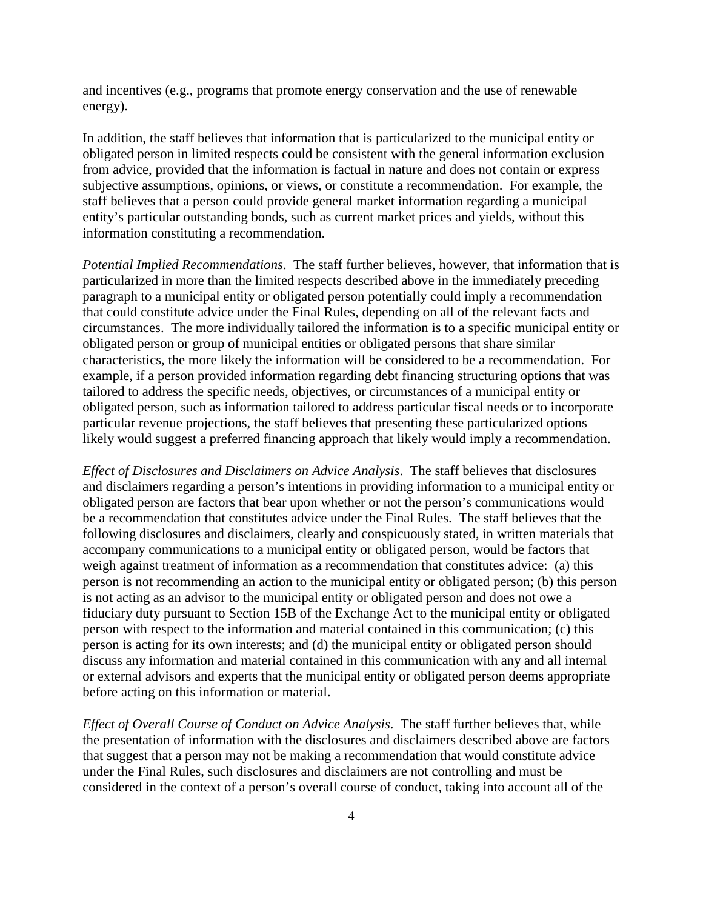and incentives (e.g., programs that promote energy conservation and the use of renewable energy).

In addition, the staff believes that information that is particularized to the municipal entity or obligated person in limited respects could be consistent with the general information exclusion from advice, provided that the information is factual in nature and does not contain or express subjective assumptions, opinions, or views, or constitute a recommendation. For example, the staff believes that a person could provide general market information regarding a municipal entity's particular outstanding bonds, such as current market prices and yields, without this information constituting a recommendation.

*Potential Implied Recommendations*. The staff further believes, however, that information that is particularized in more than the limited respects described above in the immediately preceding paragraph to a municipal entity or obligated person potentially could imply a recommendation that could constitute advice under the Final Rules, depending on all of the relevant facts and circumstances. The more individually tailored the information is to a specific municipal entity or obligated person or group of municipal entities or obligated persons that share similar characteristics, the more likely the information will be considered to be a recommendation. For example, if a person provided information regarding debt financing structuring options that was tailored to address the specific needs, objectives, or circumstances of a municipal entity or obligated person, such as information tailored to address particular fiscal needs or to incorporate particular revenue projections, the staff believes that presenting these particularized options likely would suggest a preferred financing approach that likely would imply a recommendation.

*Effect of Disclosures and Disclaimers on Advice Analysis*. The staff believes that disclosures and disclaimers regarding a person's intentions in providing information to a municipal entity or obligated person are factors that bear upon whether or not the person's communications would be a recommendation that constitutes advice under the Final Rules. The staff believes that the following disclosures and disclaimers, clearly and conspicuously stated, in written materials that accompany communications to a municipal entity or obligated person, would be factors that weigh against treatment of information as a recommendation that constitutes advice: (a) this person is not recommending an action to the municipal entity or obligated person; (b) this person is not acting as an advisor to the municipal entity or obligated person and does not owe a fiduciary duty pursuant to Section 15B of the Exchange Act to the municipal entity or obligated person with respect to the information and material contained in this communication; (c) this person is acting for its own interests; and (d) the municipal entity or obligated person should discuss any information and material contained in this communication with any and all internal or external advisors and experts that the municipal entity or obligated person deems appropriate before acting on this information or material.

*Effect of Overall Course of Conduct on Advice Analysis*. The staff further believes that, while the presentation of information with the disclosures and disclaimers described above are factors that suggest that a person may not be making a recommendation that would constitute advice under the Final Rules, such disclosures and disclaimers are not controlling and must be considered in the context of a person's overall course of conduct, taking into account all of the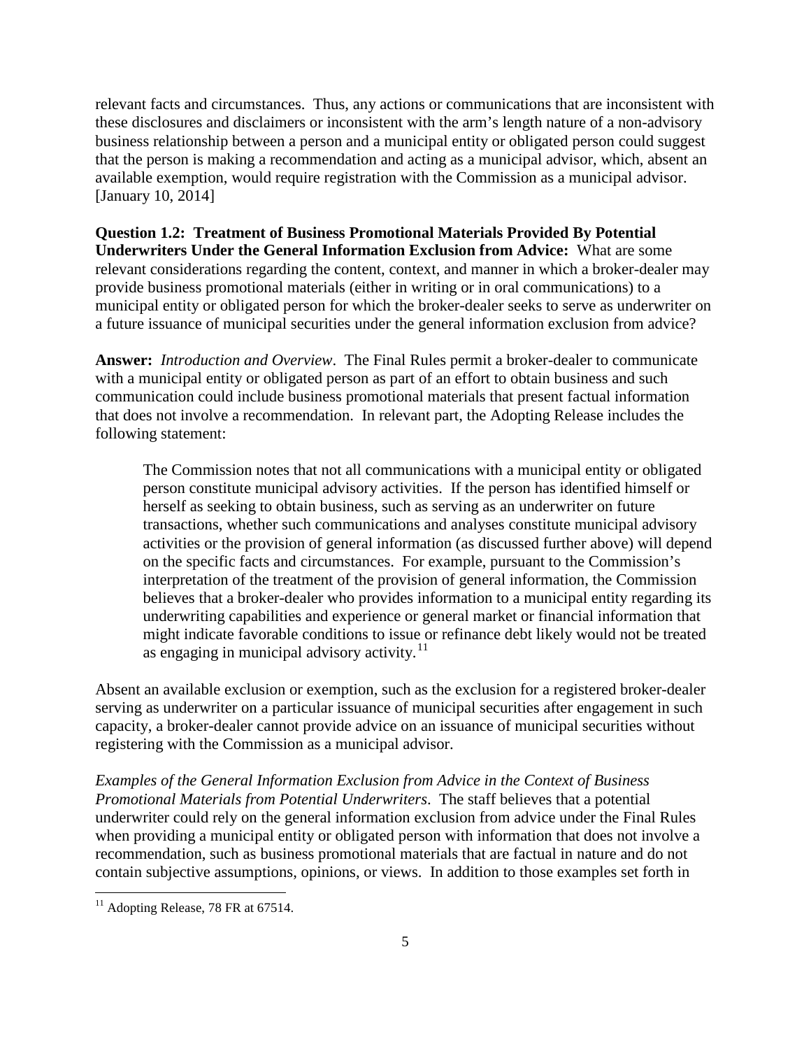relevant facts and circumstances. Thus, any actions or communications that are inconsistent with these disclosures and disclaimers or inconsistent with the arm's length nature of a non-advisory business relationship between a person and a municipal entity or obligated person could suggest that the person is making a recommendation and acting as a municipal advisor, which, absent an available exemption, would require registration with the Commission as a municipal advisor. [January 10, 2014]

**Question 1.2: Treatment of Business Promotional Materials Provided By Potential Underwriters Under the General Information Exclusion from Advice:** What are some relevant considerations regarding the content, context, and manner in which a broker-dealer may provide business promotional materials (either in writing or in oral communications) to a municipal entity or obligated person for which the broker-dealer seeks to serve as underwriter on a future issuance of municipal securities under the general information exclusion from advice?

**Answer:** *Introduction and Overview*. The Final Rules permit a broker-dealer to communicate with a municipal entity or obligated person as part of an effort to obtain business and such communication could include business promotional materials that present factual information that does not involve a recommendation. In relevant part, the Adopting Release includes the following statement:

> The Commission notes that not all communications with a municipal entity or obligated person constitute municipal advisory activities. If the person has identified himself or herself as seeking to obtain business, such as serving as an underwriter on future transactions, whether such communications and analyses constitute municipal advisory activities or the provision of general information (as discussed further above) will depend on the specific facts and circumstances. For example, pursuant to the Commission's interpretation of the treatment of the provision of general information, the Commission believes that a broker-dealer who provides information to a municipal entity regarding its underwriting capabilities and experience or general market or financial information that might indicate favorable conditions to issue or refinance debt likely would not be treated as engaging in municipal advisory activity.[11]

Absent an available exclusion or exemption, such as the exclusion for a registered broker-dealer serving as underwriter on a particular issuance of municipal securities after engagement in such capacity, a broker-dealer cannot provide advice on an issuance of municipal securities without registering with the Commission as a municipal advisor.

*Examples of the General Information Exclusion from Advice in the Context of Business Promotional Materials from Potential Underwriters*. The staff believes that a potential underwriter could rely on the general information exclusion from advice under the Final Rules when providing a municipal entity or obligated person with information that does not involve a recommendation, such as business promotional materials that are factual in nature and do not contain subjective assumptions, opinions, or views. In addition to those examples set forth in

[11] Adopting Release, 78 FR at 67514.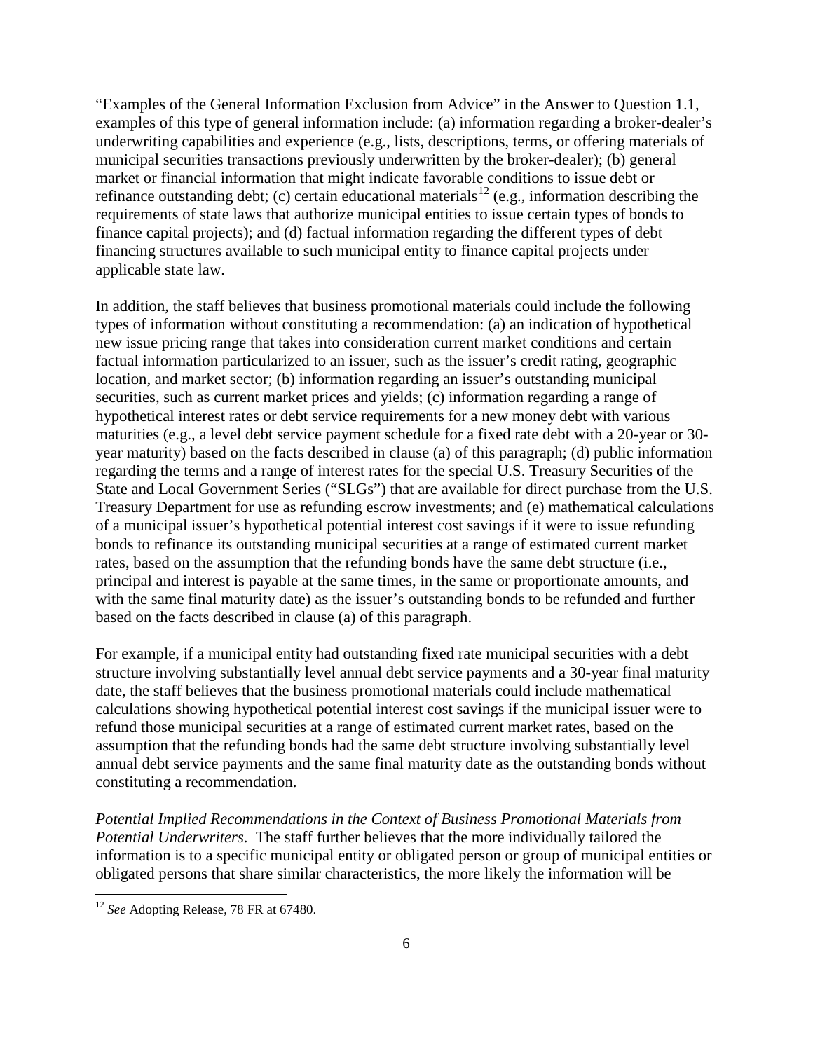"Examples of the General Information Exclusion from Advice" in the Answer to Question 1.1, examples of this type of general information include: (a) information regarding a broker-dealer's underwriting capabilities and experience (e.g., lists, descriptions, terms, or offering materials of municipal securities transactions previously underwritten by the broker-dealer); (b) general market or financial information that might indicate favorable conditions to issue debt or refinance outstanding debt; (c) certain educational materials[12] (e.g., information describing the requirements of state laws that authorize municipal entities to issue certain types of bonds to finance capital projects); and (d) factual information regarding the different types of debt financing structures available to such municipal entity to finance capital projects under applicable state law.

In addition, the staff believes that business promotional materials could include the following types of information without constituting a recommendation: (a) an indication of hypothetical new issue pricing range that takes into consideration current market conditions and certain factual information particularized to an issuer, such as the issuer's credit rating, geographic location, and market sector; (b) information regarding an issuer's outstanding municipal securities, such as current market prices and yields; (c) information regarding a range of hypothetical interest rates or debt service requirements for a new money debt with various maturities (e.g., a level debt service payment schedule for a fixed rate debt with a 20-year or 30-year maturity) based on the facts described in clause (a) of this paragraph; (d) public information regarding the terms and a range of interest rates for the special U.S. Treasury Securities of the State and Local Government Series ("SLGs") that are available for direct purchase from the U.S. Treasury Department for use as refunding escrow investments; and (e) mathematical calculations of a municipal issuer's hypothetical potential interest cost savings if it were to issue refunding bonds to refinance its outstanding municipal securities at a range of estimated current market rates, based on the assumption that the refunding bonds have the same debt structure (i.e., principal and interest is payable at the same times, in the same or proportionate amounts, and with the same final maturity date) as the issuer's outstanding bonds to be refunded and further based on the facts described in clause (a) of this paragraph.

For example, if a municipal entity had outstanding fixed rate municipal securities with a debt structure involving substantially level annual debt service payments and a 30-year final maturity date, the staff believes that the business promotional materials could include mathematical calculations showing hypothetical potential interest cost savings if the municipal issuer were to refund those municipal securities at a range of estimated current market rates, based on the assumption that the refunding bonds had the same debt structure involving substantially level annual debt service payments and the same final maturity date as the outstanding bonds without constituting a recommendation.

*Potential Implied Recommendations in the Context of Business Promotional Materials from Potential Underwriters*. The staff further believes that the more individually tailored the information is to a specific municipal entity or obligated person or group of municipal entities or obligated persons that share similar characteristics, the more likely the information will be

[12] *See* Adopting Release, 78 FR at 67480.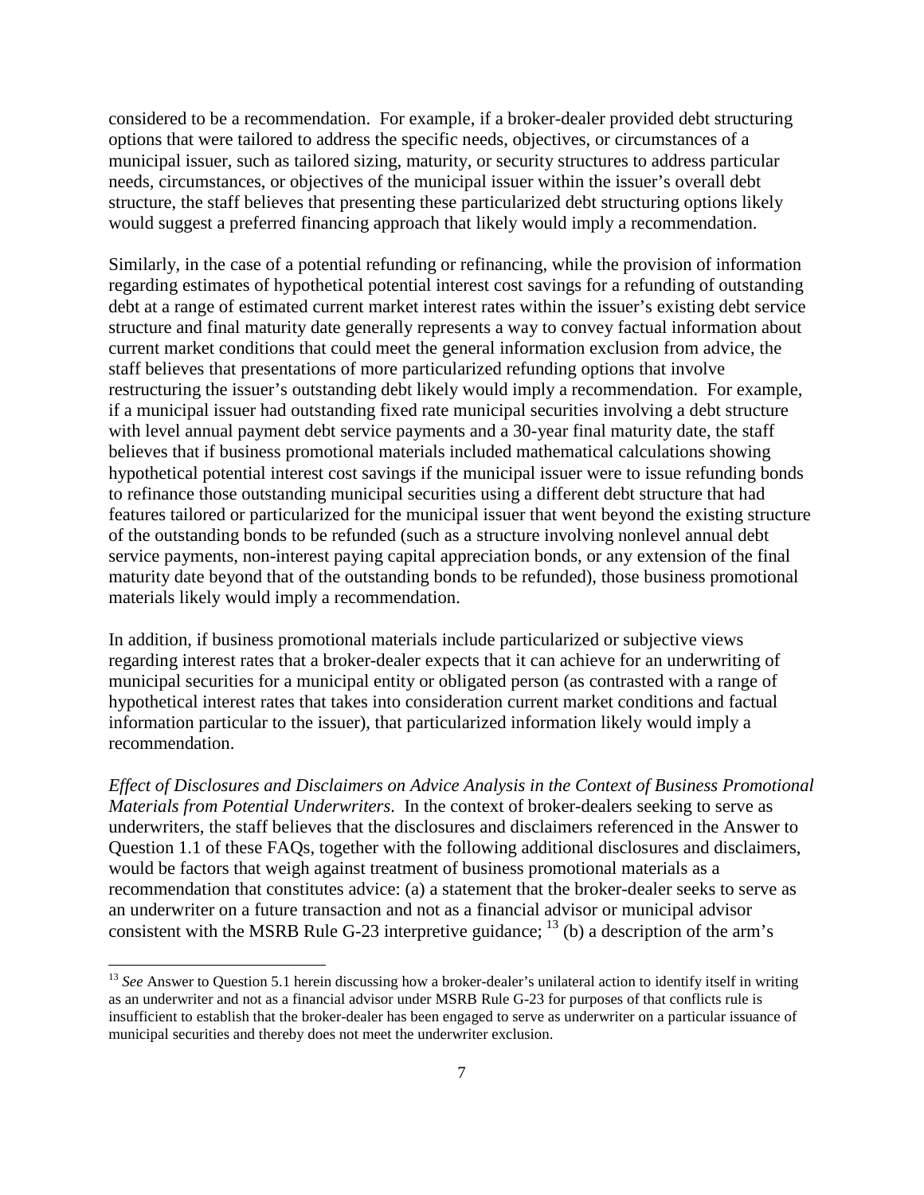considered to be a recommendation. For example, if a broker-dealer provided debt structuring options that were tailored to address the specific needs, objectives, or circumstances of a municipal issuer, such as tailored sizing, maturity, or security structures to address particular needs, circumstances, or objectives of the municipal issuer within the issuer's overall debt structure, the staff believes that presenting these particularized debt structuring options likely would suggest a preferred financing approach that likely would imply a recommendation.

Similarly, in the case of a potential refunding or refinancing, while the provision of information regarding estimates of hypothetical potential interest cost savings for a refunding of outstanding debt at a range of estimated current market interest rates within the issuer's existing debt service structure and final maturity date generally represents a way to convey factual information about current market conditions that could meet the general information exclusion from advice, the staff believes that presentations of more particularized refunding options that involve restructuring the issuer's outstanding debt likely would imply a recommendation. For example, if a municipal issuer had outstanding fixed rate municipal securities involving a debt structure with level annual payment debt service payments and a 30-year final maturity date, the staff believes that if business promotional materials included mathematical calculations showing hypothetical potential interest cost savings if the municipal issuer were to issue refunding bonds to refinance those outstanding municipal securities using a different debt structure that had features tailored or particularized for the municipal issuer that went beyond the existing structure of the outstanding bonds to be refunded (such as a structure involving nonlevel annual debt service payments, non-interest paying capital appreciation bonds, or any extension of the final maturity date beyond that of the outstanding bonds to be refunded), those business promotional materials likely would imply a recommendation.

In addition, if business promotional materials include particularized or subjective views regarding interest rates that a broker-dealer expects that it can achieve for an underwriting of municipal securities for a municipal entity or obligated person (as contrasted with a range of hypothetical interest rates that takes into consideration current market conditions and factual information particular to the issuer), that particularized information likely would imply a recommendation.

*Effect of Disclosures and Disclaimers on Advice Analysis in the Context of Business Promotional Materials from Potential Underwriters.* In the context of broker-dealers seeking to serve as underwriters, the staff believes that the disclosures and disclaimers referenced in the Answer to Question 1.1 of these FAQs, together with the following additional disclosures and disclaimers, would be factors that weigh against treatment of business promotional materials as a recommendation that constitutes advice: (a) a statement that the broker-dealer seeks to serve as an underwriter on a future transaction and not as a financial advisor or municipal advisor consistent with the MSRB Rule G-23 interpretive guidance; [13] (b) a description of the arm's

[13] *See* Answer to Question 5.1 herein discussing how a broker-dealer's unilateral action to identify itself in writing as an underwriter and not as a financial advisor under MSRB Rule G-23 for purposes of that conflicts rule is insufficient to establish that the broker-dealer has been engaged to serve as underwriter on a particular issuance of municipal securities and thereby does not meet the underwriter exclusion.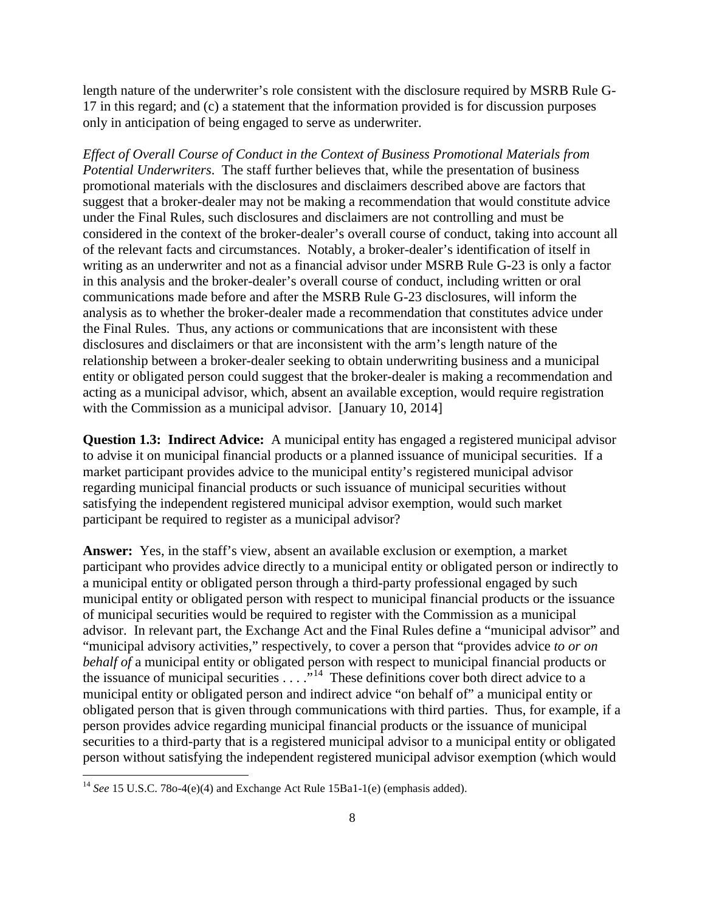length nature of the underwriter's role consistent with the disclosure required by MSRB Rule G-17 in this regard; and (c) a statement that the information provided is for discussion purposes only in anticipation of being engaged to serve as underwriter.

*Effect of Overall Course of Conduct in the Context of Business Promotional Materials from Potential Underwriters*. The staff further believes that, while the presentation of business promotional materials with the disclosures and disclaimers described above are factors that suggest that a broker-dealer may not be making a recommendation that would constitute advice under the Final Rules, such disclosures and disclaimers are not controlling and must be considered in the context of the broker-dealer's overall course of conduct, taking into account all of the relevant facts and circumstances. Notably, a broker-dealer's identification of itself in writing as an underwriter and not as a financial advisor under MSRB Rule G-23 is only a factor in this analysis and the broker-dealer's overall course of conduct, including written or oral communications made before and after the MSRB Rule G-23 disclosures, will inform the analysis as to whether the broker-dealer made a recommendation that constitutes advice under the Final Rules. Thus, any actions or communications that are inconsistent with these disclosures and disclaimers or that are inconsistent with the arm's length nature of the relationship between a broker-dealer seeking to obtain underwriting business and a municipal entity or obligated person could suggest that the broker-dealer is making a recommendation and acting as a municipal advisor, which, absent an available exception, would require registration with the Commission as a municipal advisor. [January 10, 2014]

**Question 1.3: Indirect Advice:** A municipal entity has engaged a registered municipal advisor to advise it on municipal financial products or a planned issuance of municipal securities. If a market participant provides advice to the municipal entity's registered municipal advisor regarding municipal financial products or such issuance of municipal securities without satisfying the independent registered municipal advisor exemption, would such market participant be required to register as a municipal advisor?

**Answer:** Yes, in the staff's view, absent an available exclusion or exemption, a market participant who provides advice directly to a municipal entity or obligated person or indirectly to a municipal entity or obligated person through a third-party professional engaged by such municipal entity or obligated person with respect to municipal financial products or the issuance of municipal securities would be required to register with the Commission as a municipal advisor. In relevant part, the Exchange Act and the Final Rules define a "municipal advisor" and "municipal advisory activities," respectively, to cover a person that "provides advice *to or on behalf of* a municipal entity or obligated person with respect to municipal financial products or the issuance of municipal securities . . . ."[14] These definitions cover both direct advice to a municipal entity or obligated person and indirect advice "on behalf of" a municipal entity or obligated person that is given through communications with third parties. Thus, for example, if a person provides advice regarding municipal financial products or the issuance of municipal securities to a third-party that is a registered municipal advisor to a municipal entity or obligated person without satisfying the independent registered municipal advisor exemption (which would

[14] *See* 15 U.S.C. 78o-4(e)(4) and Exchange Act Rule 15Ba1-1(e) (emphasis added).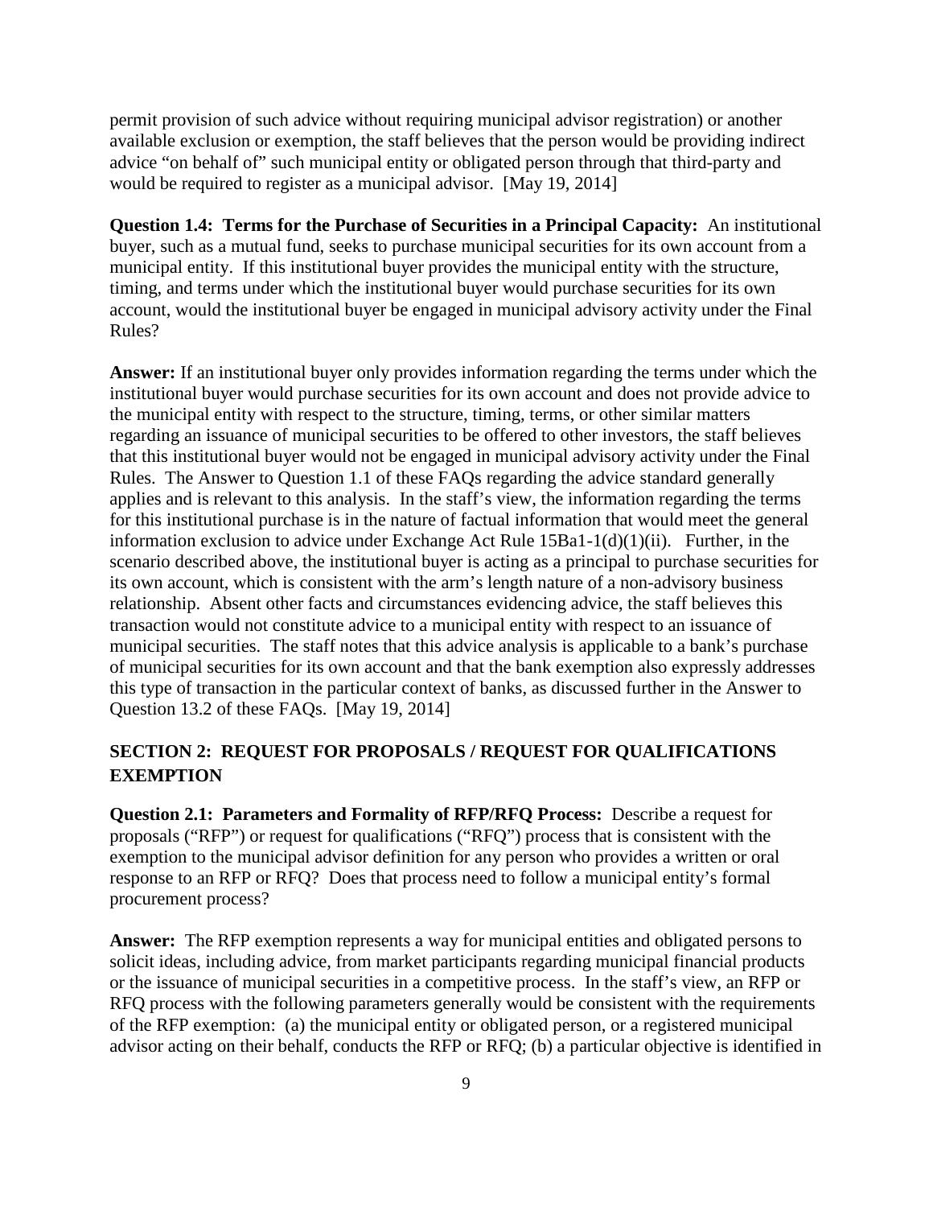permit provision of such advice without requiring municipal advisor registration) or another available exclusion or exemption, the staff believes that the person would be providing indirect advice "on behalf of" such municipal entity or obligated person through that third-party and would be required to register as a municipal advisor. [May 19, 2014]

**Question 1.4: Terms for the Purchase of Securities in a Principal Capacity:** An institutional buyer, such as a mutual fund, seeks to purchase municipal securities for its own account from a municipal entity. If this institutional buyer provides the municipal entity with the structure, timing, and terms under which the institutional buyer would purchase securities for its own account, would the institutional buyer be engaged in municipal advisory activity under the Final Rules?

**Answer:** If an institutional buyer only provides information regarding the terms under which the institutional buyer would purchase securities for its own account and does not provide advice to the municipal entity with respect to the structure, timing, terms, or other similar matters regarding an issuance of municipal securities to be offered to other investors, the staff believes that this institutional buyer would not be engaged in municipal advisory activity under the Final Rules. The Answer to Question 1.1 of these FAQs regarding the advice standard generally applies and is relevant to this analysis. In the staff's view, the information regarding the terms for this institutional purchase is in the nature of factual information that would meet the general information exclusion to advice under Exchange Act Rule 15Ba1-1(d)(1)(ii). Further, in the scenario described above, the institutional buyer is acting as a principal to purchase securities for its own account, which is consistent with the arm's length nature of a non-advisory business relationship. Absent other facts and circumstances evidencing advice, the staff believes this transaction would not constitute advice to a municipal entity with respect to an issuance of municipal securities. The staff notes that this advice analysis is applicable to a bank's purchase of municipal securities for its own account and that the bank exemption also expressly addresses this type of transaction in the particular context of banks, as discussed further in the Answer to Question 13.2 of these FAQs. [May 19, 2014]

## SECTION 2: REQUEST FOR PROPOSALS / REQUEST FOR QUALIFICATIONS EXEMPTION

**Question 2.1: Parameters and Formality of RFP/RFQ Process:** Describe a request for proposals ("RFP") or request for qualifications ("RFQ") process that is consistent with the exemption to the municipal advisor definition for any person who provides a written or oral response to an RFP or RFQ? Does that process need to follow a municipal entity's formal procurement process?

**Answer:** The RFP exemption represents a way for municipal entities and obligated persons to solicit ideas, including advice, from market participants regarding municipal financial products or the issuance of municipal securities in a competitive process. In the staff's view, an RFP or RFQ process with the following parameters generally would be consistent with the requirements of the RFP exemption: (a) the municipal entity or obligated person, or a registered municipal advisor acting on their behalf, conducts the RFP or RFQ; (b) a particular objective is identified in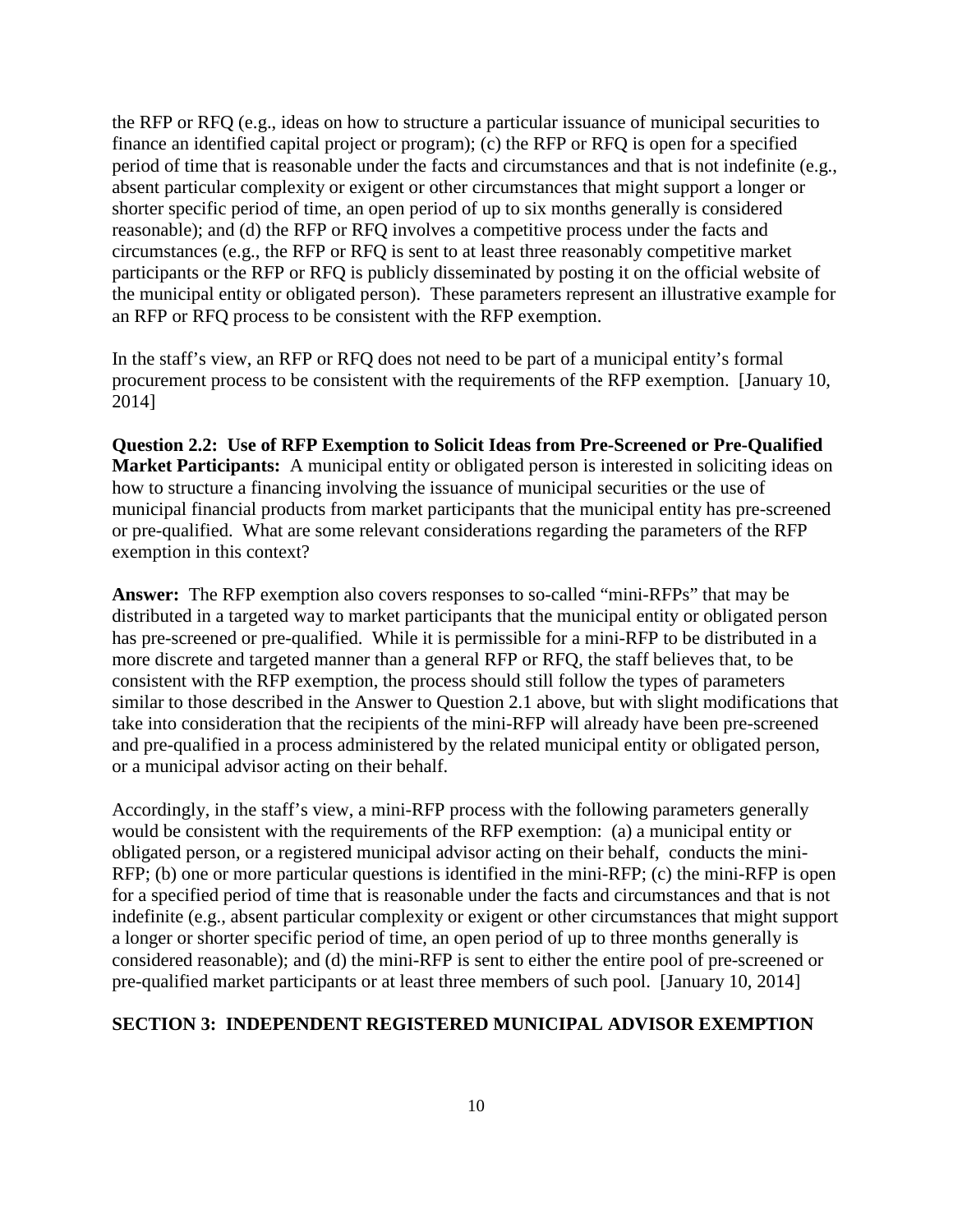the RFP or RFQ (e.g., ideas on how to structure a particular issuance of municipal securities to finance an identified capital project or program); (c) the RFP or RFQ is open for a specified period of time that is reasonable under the facts and circumstances and that is not indefinite (e.g., absent particular complexity or exigent or other circumstances that might support a longer or shorter specific period of time, an open period of up to six months generally is considered reasonable); and (d) the RFP or RFQ involves a competitive process under the facts and circumstances (e.g., the RFP or RFQ is sent to at least three reasonably competitive market participants or the RFP or RFQ is publicly disseminated by posting it on the official website of the municipal entity or obligated person). These parameters represent an illustrative example for an RFP or RFQ process to be consistent with the RFP exemption.

In the staff's view, an RFP or RFQ does not need to be part of a municipal entity's formal procurement process to be consistent with the requirements of the RFP exemption. [January 10, 2014]

**Question 2.2: Use of RFP Exemption to Solicit Ideas from Pre-Screened or Pre-Qualified Market Participants:** A municipal entity or obligated person is interested in soliciting ideas on how to structure a financing involving the issuance of municipal securities or the use of municipal financial products from market participants that the municipal entity has pre-screened or pre-qualified. What are some relevant considerations regarding the parameters of the RFP exemption in this context?

**Answer:** The RFP exemption also covers responses to so-called "mini-RFPs" that may be distributed in a targeted way to market participants that the municipal entity or obligated person has pre-screened or pre-qualified. While it is permissible for a mini-RFP to be distributed in a more discrete and targeted manner than a general RFP or RFQ, the staff believes that, to be consistent with the RFP exemption, the process should still follow the types of parameters similar to those described in the Answer to Question 2.1 above, but with slight modifications that take into consideration that the recipients of the mini-RFP will already have been pre-screened and pre-qualified in a process administered by the related municipal entity or obligated person, or a municipal advisor acting on their behalf.

Accordingly, in the staff's view, a mini-RFP process with the following parameters generally would be consistent with the requirements of the RFP exemption: (a) a municipal entity or obligated person, or a registered municipal advisor acting on their behalf, conducts the mini-RFP; (b) one or more particular questions is identified in the mini-RFP; (c) the mini-RFP is open for a specified period of time that is reasonable under the facts and circumstances and that is not indefinite (e.g., absent particular complexity or exigent or other circumstances that might support a longer or shorter specific period of time, an open period of up to three months generally is considered reasonable); and (d) the mini-RFP is sent to either the entire pool of pre-screened or pre-qualified market participants or at least three members of such pool. [January 10, 2014]

## SECTION 3: INDEPENDENT REGISTERED MUNICIPAL ADVISOR EXEMPTION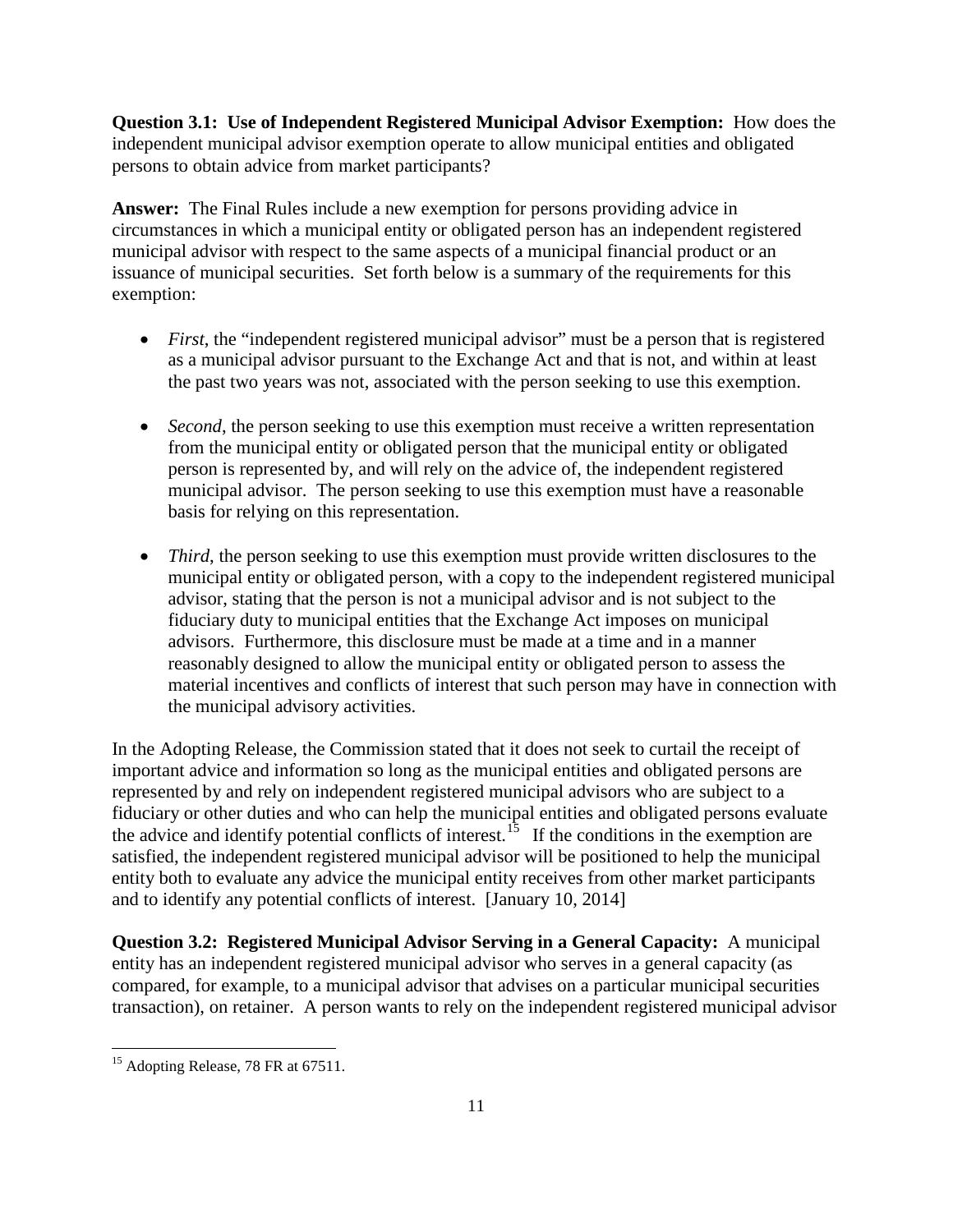**Question 3.1: Use of Independent Registered Municipal Advisor Exemption:** How does the independent municipal advisor exemption operate to allow municipal entities and obligated persons to obtain advice from market participants?

**Answer:** The Final Rules include a new exemption for persons providing advice in circumstances in which a municipal entity or obligated person has an independent registered municipal advisor with respect to the same aspects of a municipal financial product or an issuance of municipal securities. Set forth below is a summary of the requirements for this exemption:

- *First*, the "independent registered municipal advisor" must be a person that is registered as a municipal advisor pursuant to the Exchange Act and that is not, and within at least the past two years was not, associated with the person seeking to use this exemption.
- *Second*, the person seeking to use this exemption must receive a written representation from the municipal entity or obligated person that the municipal entity or obligated person is represented by, and will rely on the advice of, the independent registered municipal advisor. The person seeking to use this exemption must have a reasonable basis for relying on this representation.
- *Third*, the person seeking to use this exemption must provide written disclosures to the municipal entity or obligated person, with a copy to the independent registered municipal advisor, stating that the person is not a municipal advisor and is not subject to the fiduciary duty to municipal entities that the Exchange Act imposes on municipal advisors. Furthermore, this disclosure must be made at a time and in a manner reasonably designed to allow the municipal entity or obligated person to assess the material incentives and conflicts of interest that such person may have in connection with the municipal advisory activities.

In the Adopting Release, the Commission stated that it does not seek to curtail the receipt of important advice and information so long as the municipal entities and obligated persons are represented by and rely on independent registered municipal advisors who are subject to a fiduciary or other duties and who can help the municipal entities and obligated persons evaluate the advice and identify potential conflicts of interest.[15] If the conditions in the exemption are satisfied, the independent registered municipal advisor will be positioned to help the municipal entity both to evaluate any advice the municipal entity receives from other market participants and to identify any potential conflicts of interest. [January 10, 2014]

**Question 3.2: Registered Municipal Advisor Serving in a General Capacity:** A municipal entity has an independent registered municipal advisor who serves in a general capacity (as compared, for example, to a municipal advisor that advises on a particular municipal securities transaction), on retainer. A person wants to rely on the independent registered municipal advisor

[15] Adopting Release, 78 FR at 67511.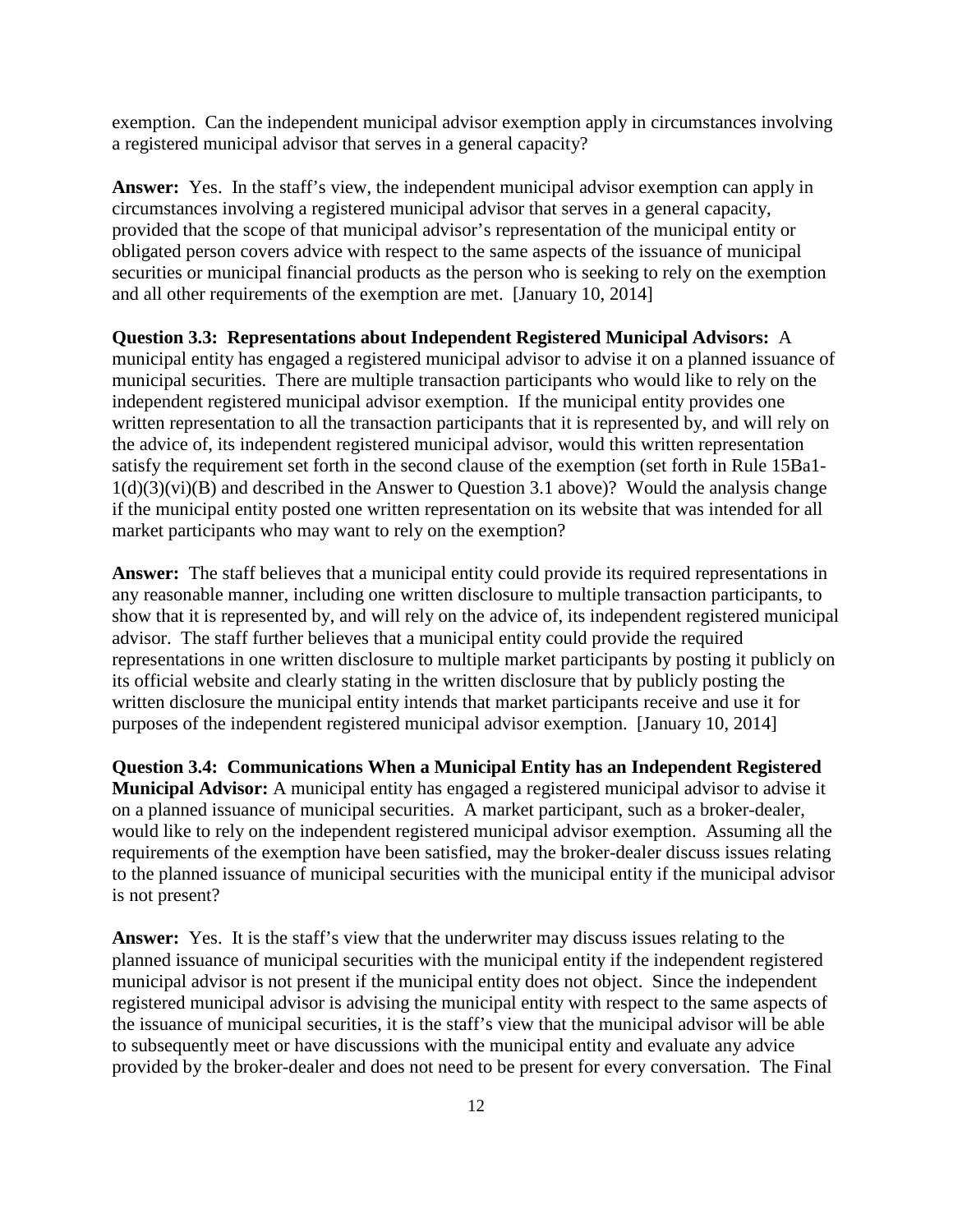exemption. Can the independent municipal advisor exemption apply in circumstances involving a registered municipal advisor that serves in a general capacity?

**Answer:** Yes. In the staff's view, the independent municipal advisor exemption can apply in circumstances involving a registered municipal advisor that serves in a general capacity, provided that the scope of that municipal advisor's representation of the municipal entity or obligated person covers advice with respect to the same aspects of the issuance of municipal securities or municipal financial products as the person who is seeking to rely on the exemption and all other requirements of the exemption are met. [January 10, 2014]

**Question 3.3: Representations about Independent Registered Municipal Advisors:** A municipal entity has engaged a registered municipal advisor to advise it on a planned issuance of municipal securities. There are multiple transaction participants who would like to rely on the independent registered municipal advisor exemption. If the municipal entity provides one written representation to all the transaction participants that it is represented by, and will rely on the advice of, its independent registered municipal advisor, would this written representation satisfy the requirement set forth in the second clause of the exemption (set forth in Rule 15Ba1-1(d)(3)(vi)(B) and described in the Answer to Question 3.1 above)? Would the analysis change if the municipal entity posted one written representation on its website that was intended for all market participants who may want to rely on the exemption?

**Answer:** The staff believes that a municipal entity could provide its required representations in any reasonable manner, including one written disclosure to multiple transaction participants, to show that it is represented by, and will rely on the advice of, its independent registered municipal advisor. The staff further believes that a municipal entity could provide the required representations in one written disclosure to multiple market participants by posting it publicly on its official website and clearly stating in the written disclosure that by publicly posting the written disclosure the municipal entity intends that market participants receive and use it for purposes of the independent registered municipal advisor exemption. [January 10, 2014]

**Question 3.4: Communications When a Municipal Entity has an Independent Registered Municipal Advisor:** A municipal entity has engaged a registered municipal advisor to advise it on a planned issuance of municipal securities. A market participant, such as a broker-dealer, would like to rely on the independent registered municipal advisor exemption. Assuming all the requirements of the exemption have been satisfied, may the broker-dealer discuss issues relating to the planned issuance of municipal securities with the municipal entity if the municipal advisor is not present?

**Answer:** Yes. It is the staff's view that the underwriter may discuss issues relating to the planned issuance of municipal securities with the municipal entity if the independent registered municipal advisor is not present if the municipal entity does not object. Since the independent registered municipal advisor is advising the municipal entity with respect to the same aspects of the issuance of municipal securities, it is the staff's view that the municipal advisor will be able to subsequently meet or have discussions with the municipal entity and evaluate any advice provided by the broker-dealer and does not need to be present for every conversation. The Final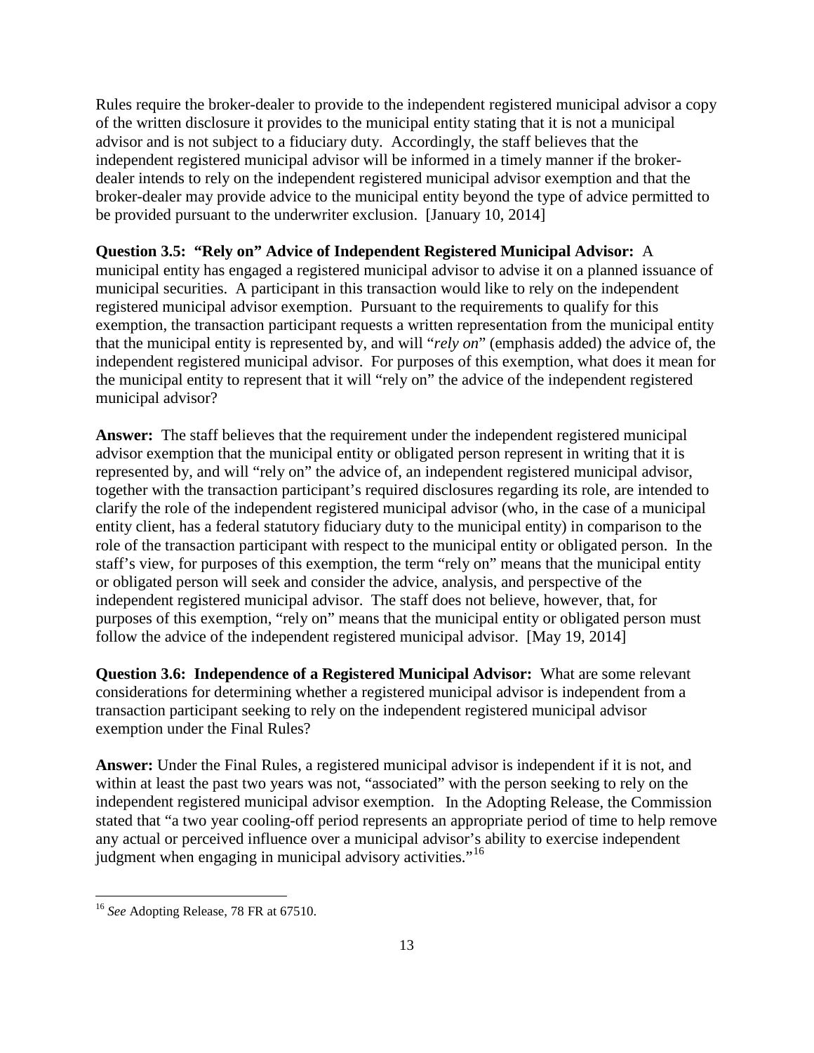Rules require the broker-dealer to provide to the independent registered municipal advisor a copy of the written disclosure it provides to the municipal entity stating that it is not a municipal advisor and is not subject to a fiduciary duty. Accordingly, the staff believes that the independent registered municipal advisor will be informed in a timely manner if the broker-dealer intends to rely on the independent registered municipal advisor exemption and that the broker-dealer may provide advice to the municipal entity beyond the type of advice permitted to be provided pursuant to the underwriter exclusion. [January 10, 2014]

**Question 3.5: "Rely on" Advice of Independent Registered Municipal Advisor:** A municipal entity has engaged a registered municipal advisor to advise it on a planned issuance of municipal securities. A participant in this transaction would like to rely on the independent registered municipal advisor exemption. Pursuant to the requirements to qualify for this exemption, the transaction participant requests a written representation from the municipal entity that the municipal entity is represented by, and will "*rely on*" (emphasis added) the advice of, the independent registered municipal advisor. For purposes of this exemption, what does it mean for the municipal entity to represent that it will "rely on" the advice of the independent registered municipal advisor?

**Answer:** The staff believes that the requirement under the independent registered municipal advisor exemption that the municipal entity or obligated person represent in writing that it is represented by, and will "rely on" the advice of, an independent registered municipal advisor, together with the transaction participant's required disclosures regarding its role, are intended to clarify the role of the independent registered municipal advisor (who, in the case of a municipal entity client, has a federal statutory fiduciary duty to the municipal entity) in comparison to the role of the transaction participant with respect to the municipal entity or obligated person. In the staff's view, for purposes of this exemption, the term "rely on" means that the municipal entity or obligated person will seek and consider the advice, analysis, and perspective of the independent registered municipal advisor. The staff does not believe, however, that, for purposes of this exemption, "rely on" means that the municipal entity or obligated person must follow the advice of the independent registered municipal advisor. [May 19, 2014]

**Question 3.6: Independence of a Registered Municipal Advisor:** What are some relevant considerations for determining whether a registered municipal advisor is independent from a transaction participant seeking to rely on the independent registered municipal advisor exemption under the Final Rules?

**Answer:** Under the Final Rules, a registered municipal advisor is independent if it is not, and within at least the past two years was not, "associated" with the person seeking to rely on the independent registered municipal advisor exemption. In the Adopting Release, the Commission stated that "a two year cooling-off period represents an appropriate period of time to help remove any actual or perceived influence over a municipal advisor's ability to exercise independent judgment when engaging in municipal advisory activities."[16]

[16] *See* Adopting Release, 78 FR at 67510.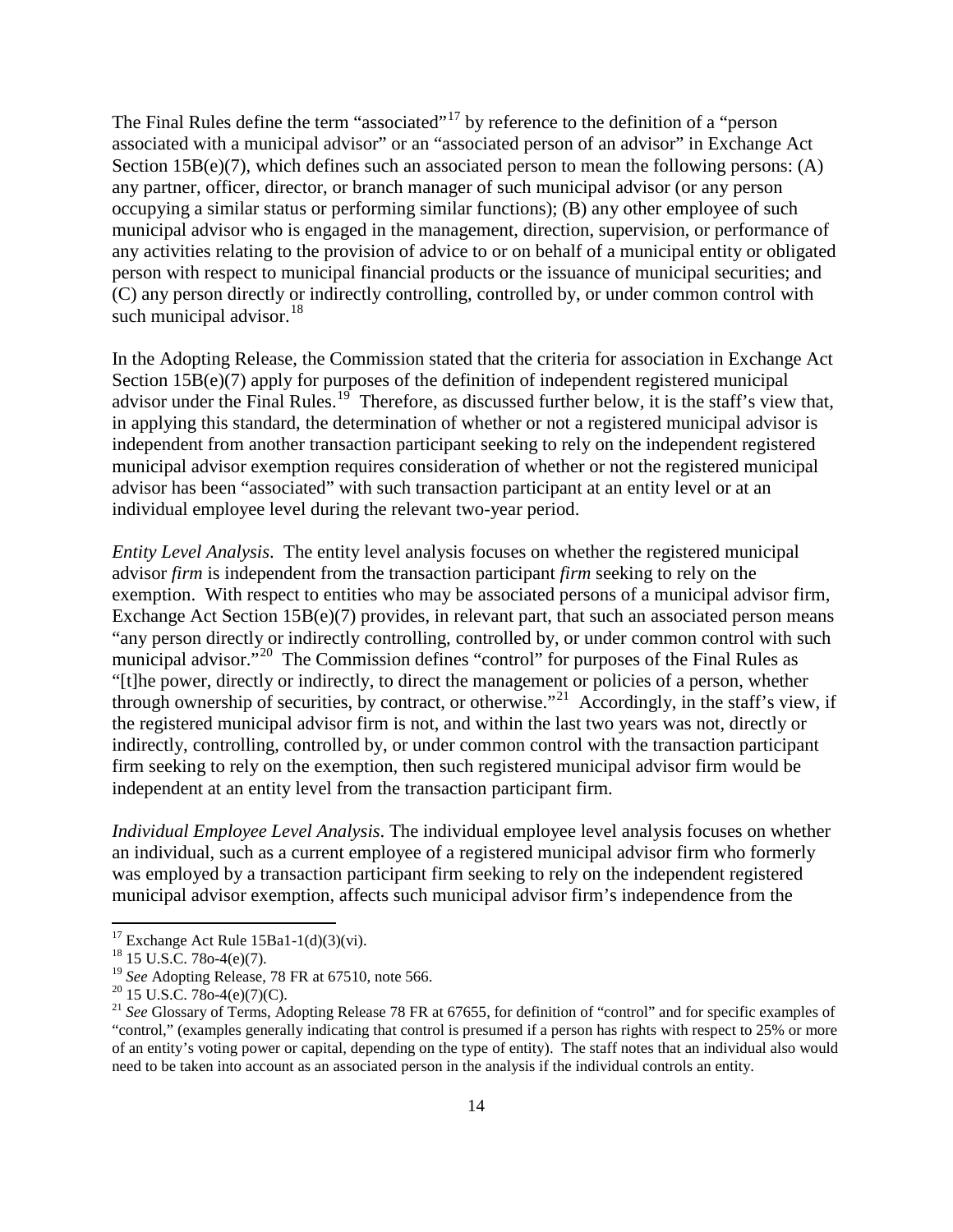The Final Rules define the term "associated"[17] by reference to the definition of a "person associated with a municipal advisor" or an "associated person of an advisor" in Exchange Act Section 15B(e)(7), which defines such an associated person to mean the following persons: (A) any partner, officer, director, or branch manager of such municipal advisor (or any person occupying a similar status or performing similar functions); (B) any other employee of such municipal advisor who is engaged in the management, direction, supervision, or performance of any activities relating to the provision of advice to or on behalf of a municipal entity or obligated person with respect to municipal financial products or the issuance of municipal securities; and (C) any person directly or indirectly controlling, controlled by, or under common control with such municipal advisor.[18]

In the Adopting Release, the Commission stated that the criteria for association in Exchange Act Section 15B(e)(7) apply for purposes of the definition of independent registered municipal advisor under the Final Rules.[19] Therefore, as discussed further below, it is the staff's view that, in applying this standard, the determination of whether or not a registered municipal advisor is independent from another transaction participant seeking to rely on the independent registered municipal advisor exemption requires consideration of whether or not the registered municipal advisor has been "associated" with such transaction participant at an entity level or at an individual employee level during the relevant two-year period.

*Entity Level Analysis*. The entity level analysis focuses on whether the registered municipal advisor *firm* is independent from the transaction participant *firm* seeking to rely on the exemption. With respect to entities who may be associated persons of a municipal advisor firm, Exchange Act Section 15B(e)(7) provides, in relevant part, that such an associated person means "any person directly or indirectly controlling, controlled by, or under common control with such municipal advisor."[20] The Commission defines "control" for purposes of the Final Rules as "[t]he power, directly or indirectly, to direct the management or policies of a person, whether through ownership of securities, by contract, or otherwise."[21] Accordingly, in the staff's view, if the registered municipal advisor firm is not, and within the last two years was not, directly or indirectly, controlling, controlled by, or under common control with the transaction participant firm seeking to rely on the exemption, then such registered municipal advisor firm would be independent at an entity level from the transaction participant firm.

*Individual Employee Level Analysis*. The individual employee level analysis focuses on whether an individual, such as a current employee of a registered municipal advisor firm who formerly was employed by a transaction participant firm seeking to rely on the independent registered municipal advisor exemption, affects such municipal advisor firm's independence from the

---

[17] Exchange Act Rule 15Ba1-1(d)(3)(vi).

[18] 15 U.S.C. 78o-4(e)(7).

[19] *See* Adopting Release, 78 FR at 67510, note 566.

[20] 15 U.S.C. 78o-4(e)(7)(C).

[21] *See* Glossary of Terms, Adopting Release 78 FR at 67655, for definition of "control" and for specific examples of "control," (examples generally indicating that control is presumed if a person has rights with respect to 25% or more of an entity's voting power or capital, depending on the type of entity). The staff notes that an individual also would need to be taken into account as an associated person in the analysis if the individual controls an entity.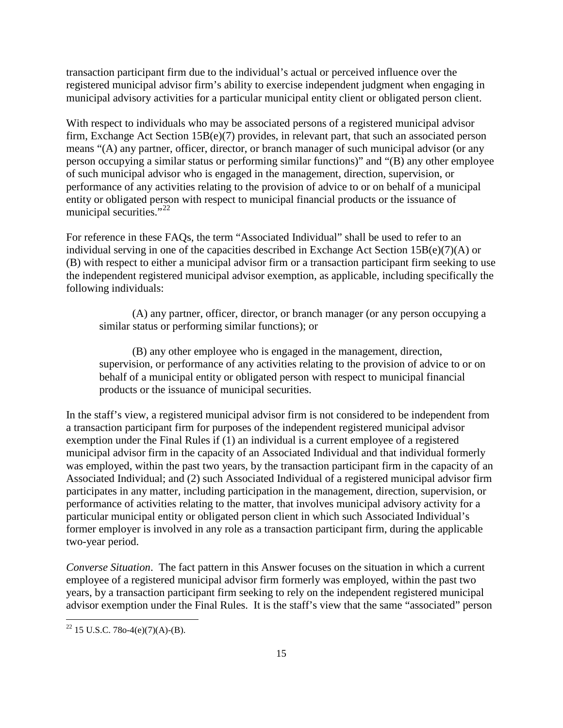transaction participant firm due to the individual's actual or perceived influence over the registered municipal advisor firm's ability to exercise independent judgment when engaging in municipal advisory activities for a particular municipal entity client or obligated person client.

With respect to individuals who may be associated persons of a registered municipal advisor firm, Exchange Act Section 15B(e)(7) provides, in relevant part, that such an associated person means "(A) any partner, officer, director, or branch manager of such municipal advisor (or any person occupying a similar status or performing similar functions)" and "(B) any other employee of such municipal advisor who is engaged in the management, direction, supervision, or performance of any activities relating to the provision of advice to or on behalf of a municipal entity or obligated person with respect to municipal financial products or the issuance of municipal securities."[22]

For reference in these FAQs, the term "Associated Individual" shall be used to refer to an individual serving in one of the capacities described in Exchange Act Section 15B(e)(7)(A) or (B) with respect to either a municipal advisor firm or a transaction participant firm seeking to use the independent registered municipal advisor exemption, as applicable, including specifically the following individuals:

> (A) any partner, officer, director, or branch manager (or any person occupying a similar status or performing similar functions); or
>
> (B) any other employee who is engaged in the management, direction, supervision, or performance of any activities relating to the provision of advice to or on behalf of a municipal entity or obligated person with respect to municipal financial products or the issuance of municipal securities.

In the staff's view, a registered municipal advisor firm is not considered to be independent from a transaction participant firm for purposes of the independent registered municipal advisor exemption under the Final Rules if (1) an individual is a current employee of a registered municipal advisor firm in the capacity of an Associated Individual and that individual formerly was employed, within the past two years, by the transaction participant firm in the capacity of an Associated Individual; and (2) such Associated Individual of a registered municipal advisor firm participates in any matter, including participation in the management, direction, supervision, or performance of activities relating to the matter, that involves municipal advisory activity for a particular municipal entity or obligated person client in which such Associated Individual's former employer is involved in any role as a transaction participant firm, during the applicable two-year period.

*Converse Situation*. The fact pattern in this Answer focuses on the situation in which a current employee of a registered municipal advisor firm formerly was employed, within the past two years, by a transaction participant firm seeking to rely on the independent registered municipal advisor exemption under the Final Rules. It is the staff's view that the same "associated" person

---

[22] 15 U.S.C. 78o-4(e)(7)(A)-(B).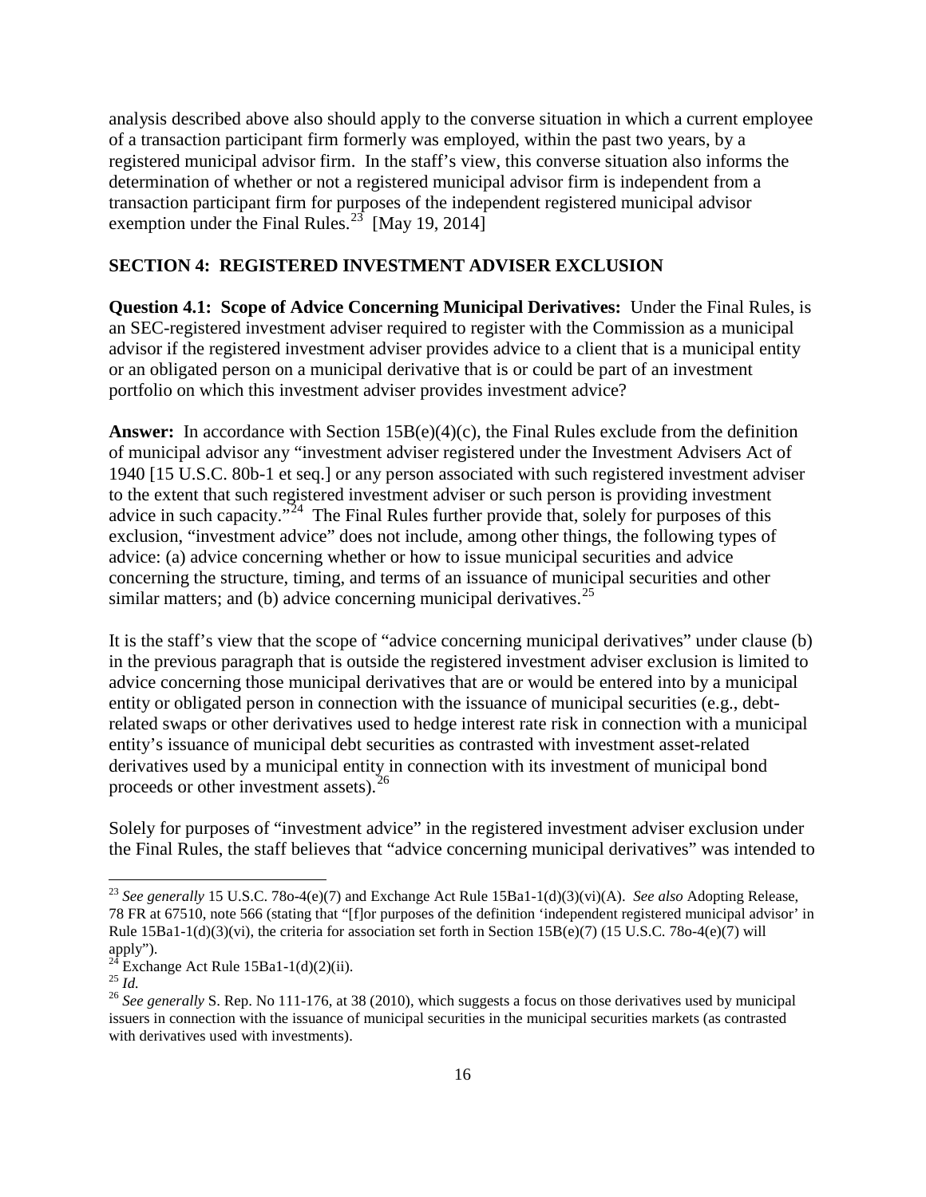analysis described above also should apply to the converse situation in which a current employee of a transaction participant firm formerly was employed, within the past two years, by a registered municipal advisor firm. In the staff's view, this converse situation also informs the determination of whether or not a registered municipal advisor firm is independent from a transaction participant firm for purposes of the independent registered municipal advisor exemption under the Final Rules.[23] [May 19, 2014]

## SECTION 4: REGISTERED INVESTMENT ADVISER EXCLUSION

**Question 4.1: Scope of Advice Concerning Municipal Derivatives:** Under the Final Rules, is an SEC-registered investment adviser required to register with the Commission as a municipal advisor if the registered investment adviser provides advice to a client that is a municipal entity or an obligated person on a municipal derivative that is or could be part of an investment portfolio on which this investment adviser provides investment advice?

**Answer:** In accordance with Section 15B(e)(4)(c), the Final Rules exclude from the definition of municipal advisor any "investment adviser registered under the Investment Advisers Act of 1940 [15 U.S.C. 80b-1 et seq.] or any person associated with such registered investment adviser to the extent that such registered investment adviser or such person is providing investment advice in such capacity."[24] The Final Rules further provide that, solely for purposes of this exclusion, "investment advice" does not include, among other things, the following types of advice: (a) advice concerning whether or how to issue municipal securities and advice concerning the structure, timing, and terms of an issuance of municipal securities and other similar matters; and (b) advice concerning municipal derivatives.[25]

It is the staff's view that the scope of "advice concerning municipal derivatives" under clause (b) in the previous paragraph that is outside the registered investment adviser exclusion is limited to advice concerning those municipal derivatives that are or would be entered into by a municipal entity or obligated person in connection with the issuance of municipal securities (e.g., debt-related swaps or other derivatives used to hedge interest rate risk in connection with a municipal entity's issuance of municipal debt securities as contrasted with investment asset-related derivatives used by a municipal entity in connection with its investment of municipal bond proceeds or other investment assets).[26]

Solely for purposes of "investment advice" in the registered investment adviser exclusion under the Final Rules, the staff believes that "advice concerning municipal derivatives" was intended to

---

[23] *See generally* 15 U.S.C. 78o-4(e)(7) and Exchange Act Rule 15Ba1-1(d)(3)(vi)(A). *See also* Adopting Release, 78 FR at 67510, note 566 (stating that "[f]or purposes of the definition 'independent registered municipal advisor' in Rule 15Ba1-1(d)(3)(vi), the criteria for association set forth in Section 15B(e)(7) (15 U.S.C. 78o-4(e)(7) will apply").

[24] Exchange Act Rule 15Ba1-1(d)(2)(ii).

[25] *Id.*

[26] *See generally* S. Rep. No 111-176, at 38 (2010), which suggests a focus on those derivatives used by municipal issuers in connection with the issuance of municipal securities in the municipal securities markets (as contrasted with derivatives used with investments).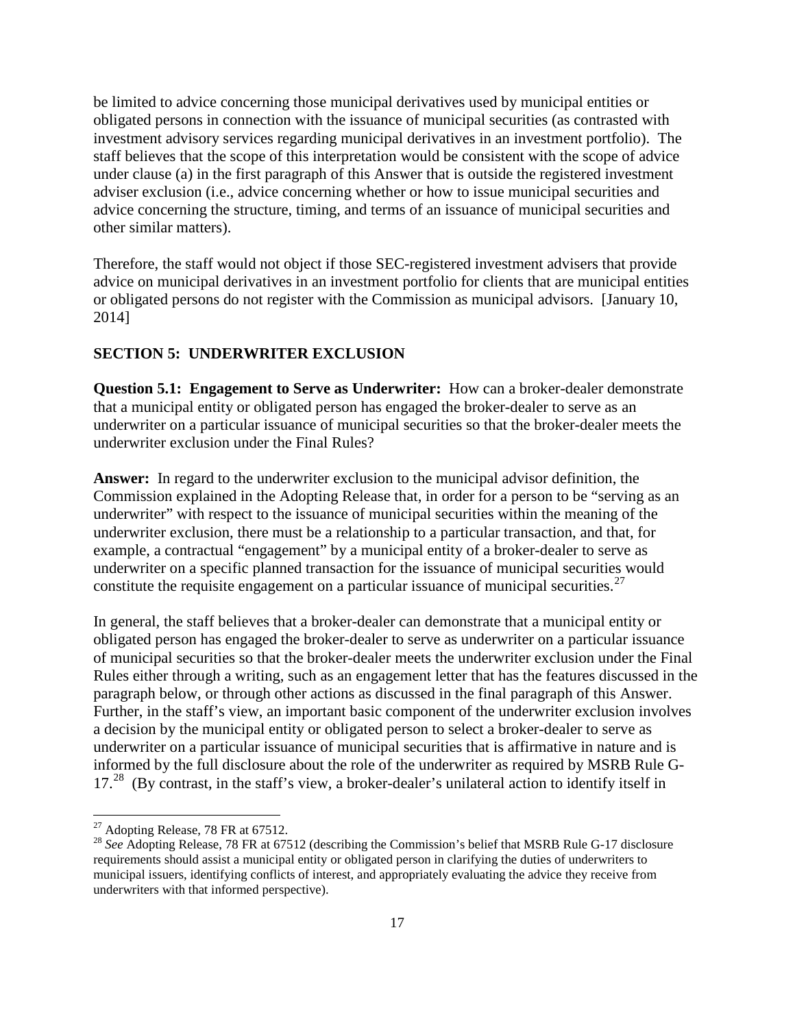be limited to advice concerning those municipal derivatives used by municipal entities or obligated persons in connection with the issuance of municipal securities (as contrasted with investment advisory services regarding municipal derivatives in an investment portfolio). The staff believes that the scope of this interpretation would be consistent with the scope of advice under clause (a) in the first paragraph of this Answer that is outside the registered investment adviser exclusion (i.e., advice concerning whether or how to issue municipal securities and advice concerning the structure, timing, and terms of an issuance of municipal securities and other similar matters).

Therefore, the staff would not object if those SEC-registered investment advisers that provide advice on municipal derivatives in an investment portfolio for clients that are municipal entities or obligated persons do not register with the Commission as municipal advisors. [January 10, 2014]

## SECTION 5: UNDERWRITER EXCLUSION

**Question 5.1: Engagement to Serve as Underwriter:** How can a broker-dealer demonstrate that a municipal entity or obligated person has engaged the broker-dealer to serve as an underwriter on a particular issuance of municipal securities so that the broker-dealer meets the underwriter exclusion under the Final Rules?

**Answer:** In regard to the underwriter exclusion to the municipal advisor definition, the Commission explained in the Adopting Release that, in order for a person to be "serving as an underwriter" with respect to the issuance of municipal securities within the meaning of the underwriter exclusion, there must be a relationship to a particular transaction, and that, for example, a contractual "engagement" by a municipal entity of a broker-dealer to serve as underwriter on a specific planned transaction for the issuance of municipal securities would constitute the requisite engagement on a particular issuance of municipal securities.[27]

In general, the staff believes that a broker-dealer can demonstrate that a municipal entity or obligated person has engaged the broker-dealer to serve as underwriter on a particular issuance of municipal securities so that the broker-dealer meets the underwriter exclusion under the Final Rules either through a writing, such as an engagement letter that has the features discussed in the paragraph below, or through other actions as discussed in the final paragraph of this Answer. Further, in the staff's view, an important basic component of the underwriter exclusion involves a decision by the municipal entity or obligated person to select a broker-dealer to serve as underwriter on a particular issuance of municipal securities that is affirmative in nature and is informed by the full disclosure about the role of the underwriter as required by MSRB Rule G-17.[28] (By contrast, in the staff's view, a broker-dealer's unilateral action to identify itself in

[27] Adopting Release, 78 FR at 67512.

[28] *See* Adopting Release, 78 FR at 67512 (describing the Commission's belief that MSRB Rule G-17 disclosure requirements should assist a municipal entity or obligated person in clarifying the duties of underwriters to municipal issuers, identifying conflicts of interest, and appropriately evaluating the advice they receive from underwriters with that informed perspective).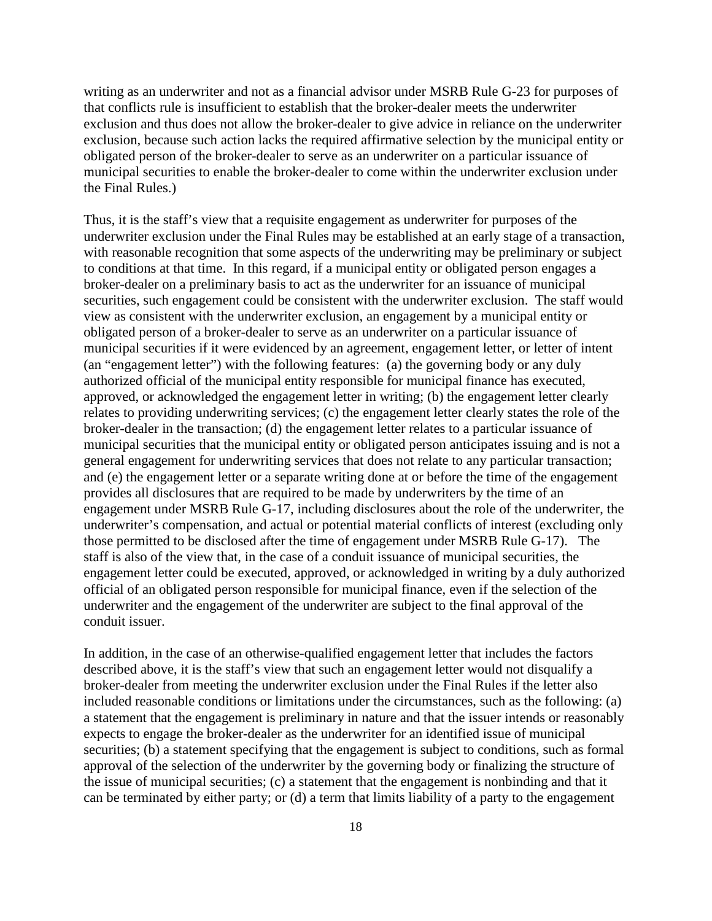writing as an underwriter and not as a financial advisor under MSRB Rule G-23 for purposes of that conflicts rule is insufficient to establish that the broker-dealer meets the underwriter exclusion and thus does not allow the broker-dealer to give advice in reliance on the underwriter exclusion, because such action lacks the required affirmative selection by the municipal entity or obligated person of the broker-dealer to serve as an underwriter on a particular issuance of municipal securities to enable the broker-dealer to come within the underwriter exclusion under the Final Rules.)

Thus, it is the staff's view that a requisite engagement as underwriter for purposes of the underwriter exclusion under the Final Rules may be established at an early stage of a transaction, with reasonable recognition that some aspects of the underwriting may be preliminary or subject to conditions at that time. In this regard, if a municipal entity or obligated person engages a broker-dealer on a preliminary basis to act as the underwriter for an issuance of municipal securities, such engagement could be consistent with the underwriter exclusion. The staff would view as consistent with the underwriter exclusion, an engagement by a municipal entity or obligated person of a broker-dealer to serve as an underwriter on a particular issuance of municipal securities if it were evidenced by an agreement, engagement letter, or letter of intent (an "engagement letter") with the following features: (a) the governing body or any duly authorized official of the municipal entity responsible for municipal finance has executed, approved, or acknowledged the engagement letter in writing; (b) the engagement letter clearly relates to providing underwriting services; (c) the engagement letter clearly states the role of the broker-dealer in the transaction; (d) the engagement letter relates to a particular issuance of municipal securities that the municipal entity or obligated person anticipates issuing and is not a general engagement for underwriting services that does not relate to any particular transaction; and (e) the engagement letter or a separate writing done at or before the time of the engagement provides all disclosures that are required to be made by underwriters by the time of an engagement under MSRB Rule G-17, including disclosures about the role of the underwriter, the underwriter's compensation, and actual or potential material conflicts of interest (excluding only those permitted to be disclosed after the time of engagement under MSRB Rule G-17). The staff is also of the view that, in the case of a conduit issuance of municipal securities, the engagement letter could be executed, approved, or acknowledged in writing by a duly authorized official of an obligated person responsible for municipal finance, even if the selection of the underwriter and the engagement of the underwriter are subject to the final approval of the conduit issuer.

In addition, in the case of an otherwise-qualified engagement letter that includes the factors described above, it is the staff's view that such an engagement letter would not disqualify a broker-dealer from meeting the underwriter exclusion under the Final Rules if the letter also included reasonable conditions or limitations under the circumstances, such as the following: (a) a statement that the engagement is preliminary in nature and that the issuer intends or reasonably expects to engage the broker-dealer as the underwriter for an identified issue of municipal securities; (b) a statement specifying that the engagement is subject to conditions, such as formal approval of the selection of the underwriter by the governing body or finalizing the structure of the issue of municipal securities; (c) a statement that the engagement is nonbinding and that it can be terminated by either party; or (d) a term that limits liability of a party to the engagement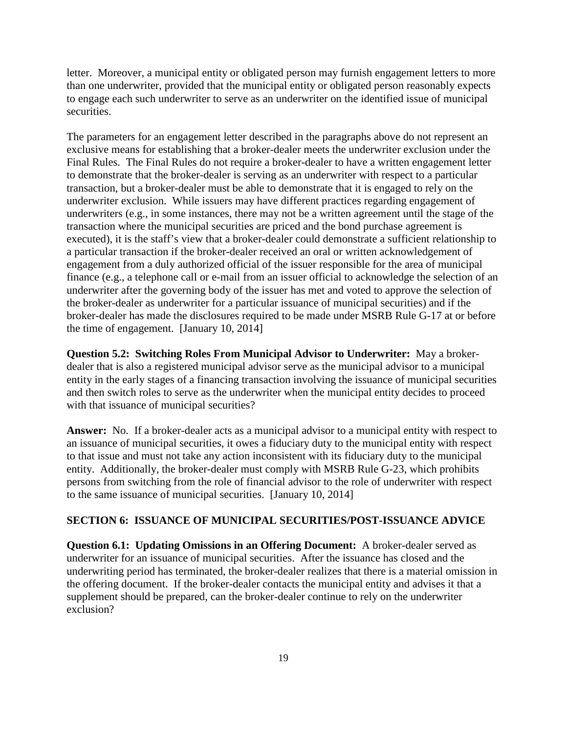letter. Moreover, a municipal entity or obligated person may furnish engagement letters to more than one underwriter, provided that the municipal entity or obligated person reasonably expects to engage each such underwriter to serve as an underwriter on the identified issue of municipal securities.

The parameters for an engagement letter described in the paragraphs above do not represent an exclusive means for establishing that a broker-dealer meets the underwriter exclusion under the Final Rules. The Final Rules do not require a broker-dealer to have a written engagement letter to demonstrate that the broker-dealer is serving as an underwriter with respect to a particular transaction, but a broker-dealer must be able to demonstrate that it is engaged to rely on the underwriter exclusion. While issuers may have different practices regarding engagement of underwriters (e.g., in some instances, there may not be a written agreement until the stage of the transaction where the municipal securities are priced and the bond purchase agreement is executed), it is the staff's view that a broker-dealer could demonstrate a sufficient relationship to a particular transaction if the broker-dealer received an oral or written acknowledgement of engagement from a duly authorized official of the issuer responsible for the area of municipal finance (e.g., a telephone call or e-mail from an issuer official to acknowledge the selection of an underwriter after the governing body of the issuer has met and voted to approve the selection of the broker-dealer as underwriter for a particular issuance of municipal securities) and if the broker-dealer has made the disclosures required to be made under MSRB Rule G-17 at or before the time of engagement. [January 10, 2014]

**Question 5.2: Switching Roles From Municipal Advisor to Underwriter:** May a broker-dealer that is also a registered municipal advisor serve as the municipal advisor to a municipal entity in the early stages of a financing transaction involving the issuance of municipal securities and then switch roles to serve as the underwriter when the municipal entity decides to proceed with that issuance of municipal securities?

**Answer:** No. If a broker-dealer acts as a municipal advisor to a municipal entity with respect to an issuance of municipal securities, it owes a fiduciary duty to the municipal entity with respect to that issue and must not take any action inconsistent with its fiduciary duty to the municipal entity. Additionally, the broker-dealer must comply with MSRB Rule G-23, which prohibits persons from switching from the role of financial advisor to the role of underwriter with respect to the same issuance of municipal securities. [January 10, 2014]

## SECTION 6: ISSUANCE OF MUNICIPAL SECURITIES/POST-ISSUANCE ADVICE

**Question 6.1: Updating Omissions in an Offering Document:** A broker-dealer served as underwriter for an issuance of municipal securities. After the issuance has closed and the underwriting period has terminated, the broker-dealer realizes that there is a material omission in the offering document. If the broker-dealer contacts the municipal entity and advises it that a supplement should be prepared, can the broker-dealer continue to rely on the underwriter exclusion?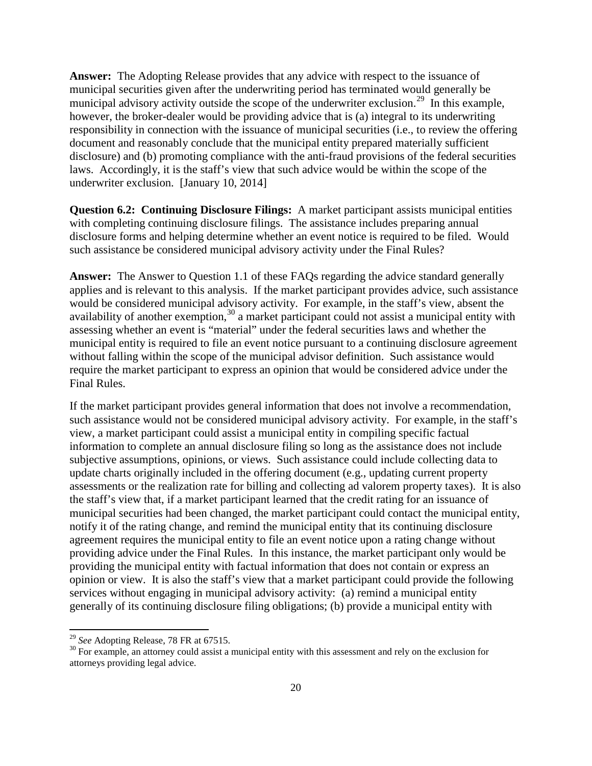**Answer:** The Adopting Release provides that any advice with respect to the issuance of municipal securities given after the underwriting period has terminated would generally be municipal advisory activity outside the scope of the underwriter exclusion.[29] In this example, however, the broker-dealer would be providing advice that is (a) integral to its underwriting responsibility in connection with the issuance of municipal securities (i.e., to review the offering document and reasonably conclude that the municipal entity prepared materially sufficient disclosure) and (b) promoting compliance with the anti-fraud provisions of the federal securities laws. Accordingly, it is the staff's view that such advice would be within the scope of the underwriter exclusion. [January 10, 2014]

**Question 6.2: Continuing Disclosure Filings:** A market participant assists municipal entities with completing continuing disclosure filings. The assistance includes preparing annual disclosure forms and helping determine whether an event notice is required to be filed. Would such assistance be considered municipal advisory activity under the Final Rules?

**Answer:** The Answer to Question 1.1 of these FAQs regarding the advice standard generally applies and is relevant to this analysis. If the market participant provides advice, such assistance would be considered municipal advisory activity. For example, in the staff's view, absent the availability of another exemption,[30] a market participant could not assist a municipal entity with assessing whether an event is "material" under the federal securities laws and whether the municipal entity is required to file an event notice pursuant to a continuing disclosure agreement without falling within the scope of the municipal advisor definition. Such assistance would require the market participant to express an opinion that would be considered advice under the Final Rules.

If the market participant provides general information that does not involve a recommendation, such assistance would not be considered municipal advisory activity. For example, in the staff's view, a market participant could assist a municipal entity in compiling specific factual information to complete an annual disclosure filing so long as the assistance does not include subjective assumptions, opinions, or views. Such assistance could include collecting data to update charts originally included in the offering document (e.g., updating current property assessments or the realization rate for billing and collecting ad valorem property taxes). It is also the staff's view that, if a market participant learned that the credit rating for an issuance of municipal securities had been changed, the market participant could contact the municipal entity, notify it of the rating change, and remind the municipal entity that its continuing disclosure agreement requires the municipal entity to file an event notice upon a rating change without providing advice under the Final Rules. In this instance, the market participant only would be providing the municipal entity with factual information that does not contain or express an opinion or view. It is also the staff's view that a market participant could provide the following services without engaging in municipal advisory activity: (a) remind a municipal entity generally of its continuing disclosure filing obligations; (b) provide a municipal entity with

---

[29] *See* Adopting Release, 78 FR at 67515.

[30] For example, an attorney could assist a municipal entity with this assessment and rely on the exclusion for attorneys providing legal advice.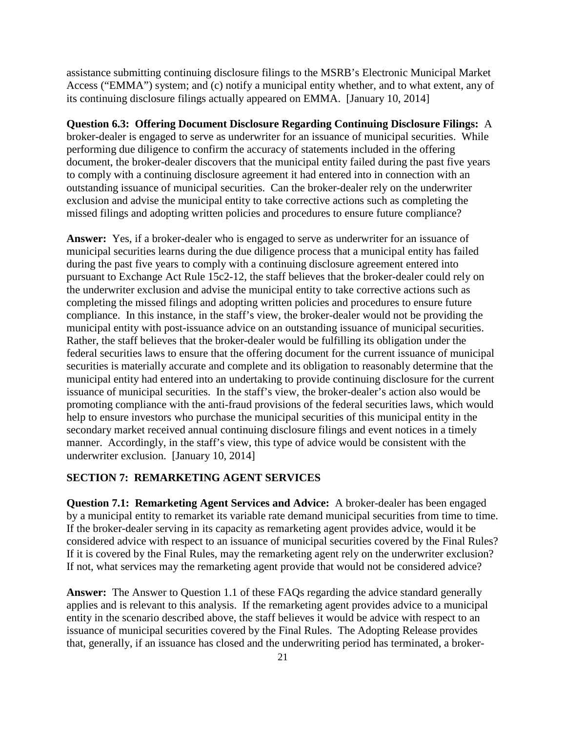assistance submitting continuing disclosure filings to the MSRB's Electronic Municipal Market Access ("EMMA") system; and (c) notify a municipal entity whether, and to what extent, any of its continuing disclosure filings actually appeared on EMMA. [January 10, 2014]

**Question 6.3: Offering Document Disclosure Regarding Continuing Disclosure Filings:** A broker-dealer is engaged to serve as underwriter for an issuance of municipal securities. While performing due diligence to confirm the accuracy of statements included in the offering document, the broker-dealer discovers that the municipal entity failed during the past five years to comply with a continuing disclosure agreement it had entered into in connection with an outstanding issuance of municipal securities. Can the broker-dealer rely on the underwriter exclusion and advise the municipal entity to take corrective actions such as completing the missed filings and adopting written policies and procedures to ensure future compliance?

**Answer:** Yes, if a broker-dealer who is engaged to serve as underwriter for an issuance of municipal securities learns during the due diligence process that a municipal entity has failed during the past five years to comply with a continuing disclosure agreement entered into pursuant to Exchange Act Rule 15c2-12, the staff believes that the broker-dealer could rely on the underwriter exclusion and advise the municipal entity to take corrective actions such as completing the missed filings and adopting written policies and procedures to ensure future compliance. In this instance, in the staff's view, the broker-dealer would not be providing the municipal entity with post-issuance advice on an outstanding issuance of municipal securities. Rather, the staff believes that the broker-dealer would be fulfilling its obligation under the federal securities laws to ensure that the offering document for the current issuance of municipal securities is materially accurate and complete and its obligation to reasonably determine that the municipal entity had entered into an undertaking to provide continuing disclosure for the current issuance of municipal securities. In the staff's view, the broker-dealer's action also would be promoting compliance with the anti-fraud provisions of the federal securities laws, which would help to ensure investors who purchase the municipal securities of this municipal entity in the secondary market received annual continuing disclosure filings and event notices in a timely manner. Accordingly, in the staff's view, this type of advice would be consistent with the underwriter exclusion. [January 10, 2014]

## SECTION 7: REMARKETING AGENT SERVICES

**Question 7.1: Remarketing Agent Services and Advice:** A broker-dealer has been engaged by a municipal entity to remarket its variable rate demand municipal securities from time to time. If the broker-dealer serving in its capacity as remarketing agent provides advice, would it be considered advice with respect to an issuance of municipal securities covered by the Final Rules? If it is covered by the Final Rules, may the remarketing agent rely on the underwriter exclusion? If not, what services may the remarketing agent provide that would not be considered advice?

**Answer:** The Answer to Question 1.1 of these FAQs regarding the advice standard generally applies and is relevant to this analysis. If the remarketing agent provides advice to a municipal entity in the scenario described above, the staff believes it would be advice with respect to an issuance of municipal securities covered by the Final Rules. The Adopting Release provides that, generally, if an issuance has closed and the underwriting period has terminated, a broker-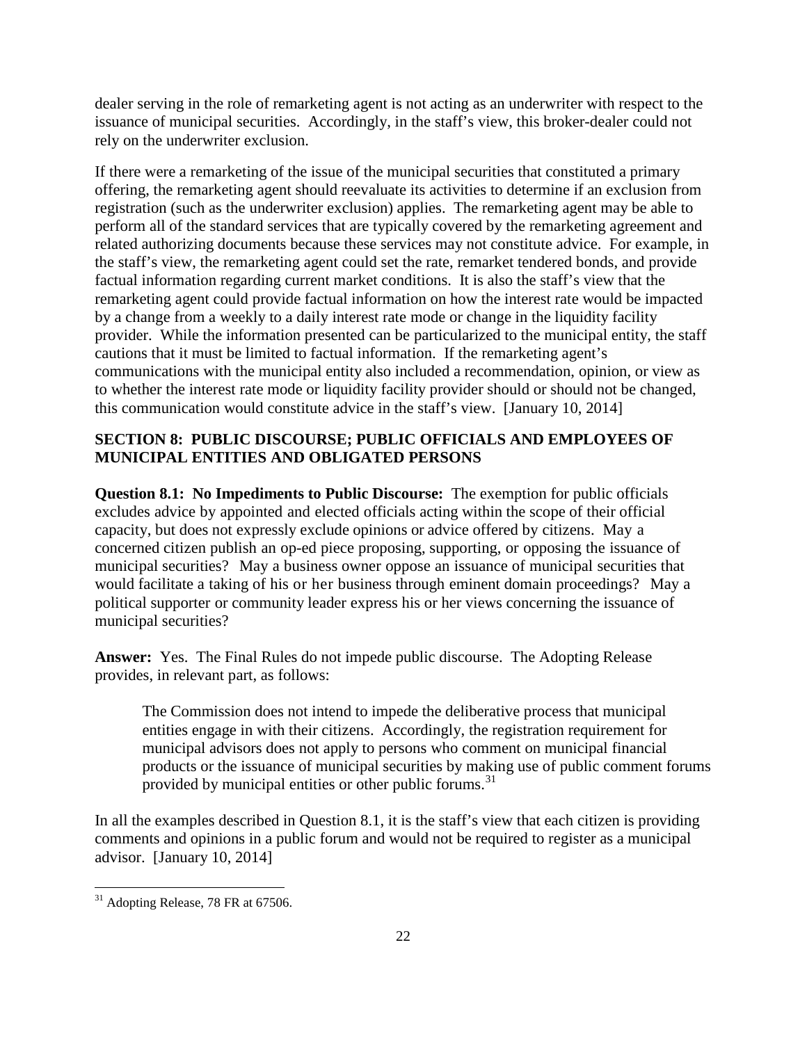dealer serving in the role of remarketing agent is not acting as an underwriter with respect to the issuance of municipal securities. Accordingly, in the staff's view, this broker-dealer could not rely on the underwriter exclusion.

If there were a remarketing of the issue of the municipal securities that constituted a primary offering, the remarketing agent should reevaluate its activities to determine if an exclusion from registration (such as the underwriter exclusion) applies. The remarketing agent may be able to perform all of the standard services that are typically covered by the remarketing agreement and related authorizing documents because these services may not constitute advice. For example, in the staff's view, the remarketing agent could set the rate, remarket tendered bonds, and provide factual information regarding current market conditions. It is also the staff's view that the remarketing agent could provide factual information on how the interest rate would be impacted by a change from a weekly to a daily interest rate mode or change in the liquidity facility provider. While the information presented can be particularized to the municipal entity, the staff cautions that it must be limited to factual information. If the remarketing agent's communications with the municipal entity also included a recommendation, opinion, or view as to whether the interest rate mode or liquidity facility provider should or should not be changed, this communication would constitute advice in the staff's view. [January 10, 2014]

## SECTION 8: PUBLIC DISCOURSE; PUBLIC OFFICIALS AND EMPLOYEES OF MUNICIPAL ENTITIES AND OBLIGATED PERSONS

**Question 8.1: No Impediments to Public Discourse:** The exemption for public officials excludes advice by appointed and elected officials acting within the scope of their official capacity, but does not expressly exclude opinions or advice offered by citizens. May a concerned citizen publish an op-ed piece proposing, supporting, or opposing the issuance of municipal securities? May a business owner oppose an issuance of municipal securities that would facilitate a taking of his or her business through eminent domain proceedings? May a political supporter or community leader express his or her views concerning the issuance of municipal securities?

**Answer:** Yes. The Final Rules do not impede public discourse. The Adopting Release provides, in relevant part, as follows:

> The Commission does not intend to impede the deliberative process that municipal entities engage in with their citizens. Accordingly, the registration requirement for municipal advisors does not apply to persons who comment on municipal financial products or the issuance of municipal securities by making use of public comment forums provided by municipal entities or other public forums.[31]

In all the examples described in Question 8.1, it is the staff's view that each citizen is providing comments and opinions in a public forum and would not be required to register as a municipal advisor. [January 10, 2014]

[31] Adopting Release, 78 FR at 67506.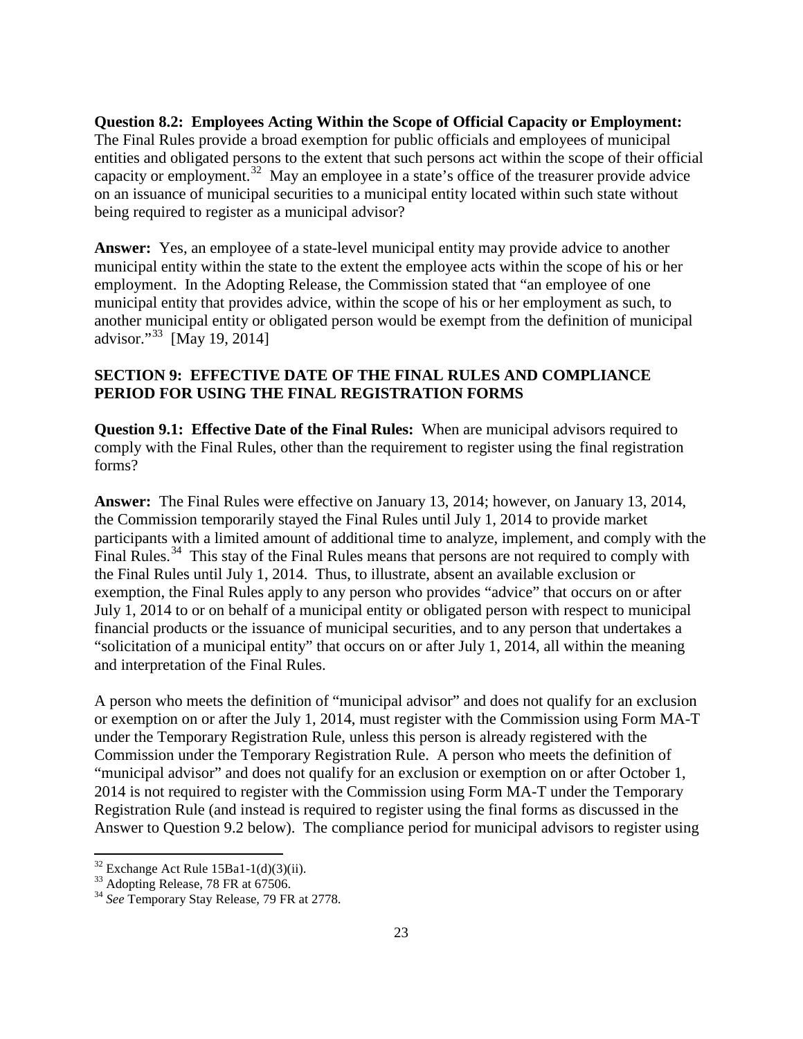**Question 8.2: Employees Acting Within the Scope of Official Capacity or Employment:** The Final Rules provide a broad exemption for public officials and employees of municipal entities and obligated persons to the extent that such persons act within the scope of their official capacity or employment.[32] May an employee in a state's office of the treasurer provide advice on an issuance of municipal securities to a municipal entity located within such state without being required to register as a municipal advisor?

**Answer:** Yes, an employee of a state-level municipal entity may provide advice to another municipal entity within the state to the extent the employee acts within the scope of his or her employment. In the Adopting Release, the Commission stated that "an employee of one municipal entity that provides advice, within the scope of his or her employment as such, to another municipal entity or obligated person would be exempt from the definition of municipal advisor."[33] [May 19, 2014]

## SECTION 9: EFFECTIVE DATE OF THE FINAL RULES AND COMPLIANCE PERIOD FOR USING THE FINAL REGISTRATION FORMS

**Question 9.1: Effective Date of the Final Rules:** When are municipal advisors required to comply with the Final Rules, other than the requirement to register using the final registration forms?

**Answer:** The Final Rules were effective on January 13, 2014; however, on January 13, 2014, the Commission temporarily stayed the Final Rules until July 1, 2014 to provide market participants with a limited amount of additional time to analyze, implement, and comply with the Final Rules.[34] This stay of the Final Rules means that persons are not required to comply with the Final Rules until July 1, 2014. Thus, to illustrate, absent an available exclusion or exemption, the Final Rules apply to any person who provides "advice" that occurs on or after July 1, 2014 to or on behalf of a municipal entity or obligated person with respect to municipal financial products or the issuance of municipal securities, and to any person that undertakes a "solicitation of a municipal entity" that occurs on or after July 1, 2014, all within the meaning and interpretation of the Final Rules.

A person who meets the definition of "municipal advisor" and does not qualify for an exclusion or exemption on or after the July 1, 2014, must register with the Commission using Form MA-T under the Temporary Registration Rule, unless this person is already registered with the Commission under the Temporary Registration Rule. A person who meets the definition of "municipal advisor" and does not qualify for an exclusion or exemption on or after October 1, 2014 is not required to register with the Commission using Form MA-T under the Temporary Registration Rule (and instead is required to register using the final forms as discussed in the Answer to Question 9.2 below). The compliance period for municipal advisors to register using

---

[32] Exchange Act Rule 15Ba1-1(d)(3)(ii).

[33] Adopting Release, 78 FR at 67506.

[34] *See* Temporary Stay Release, 79 FR at 2778.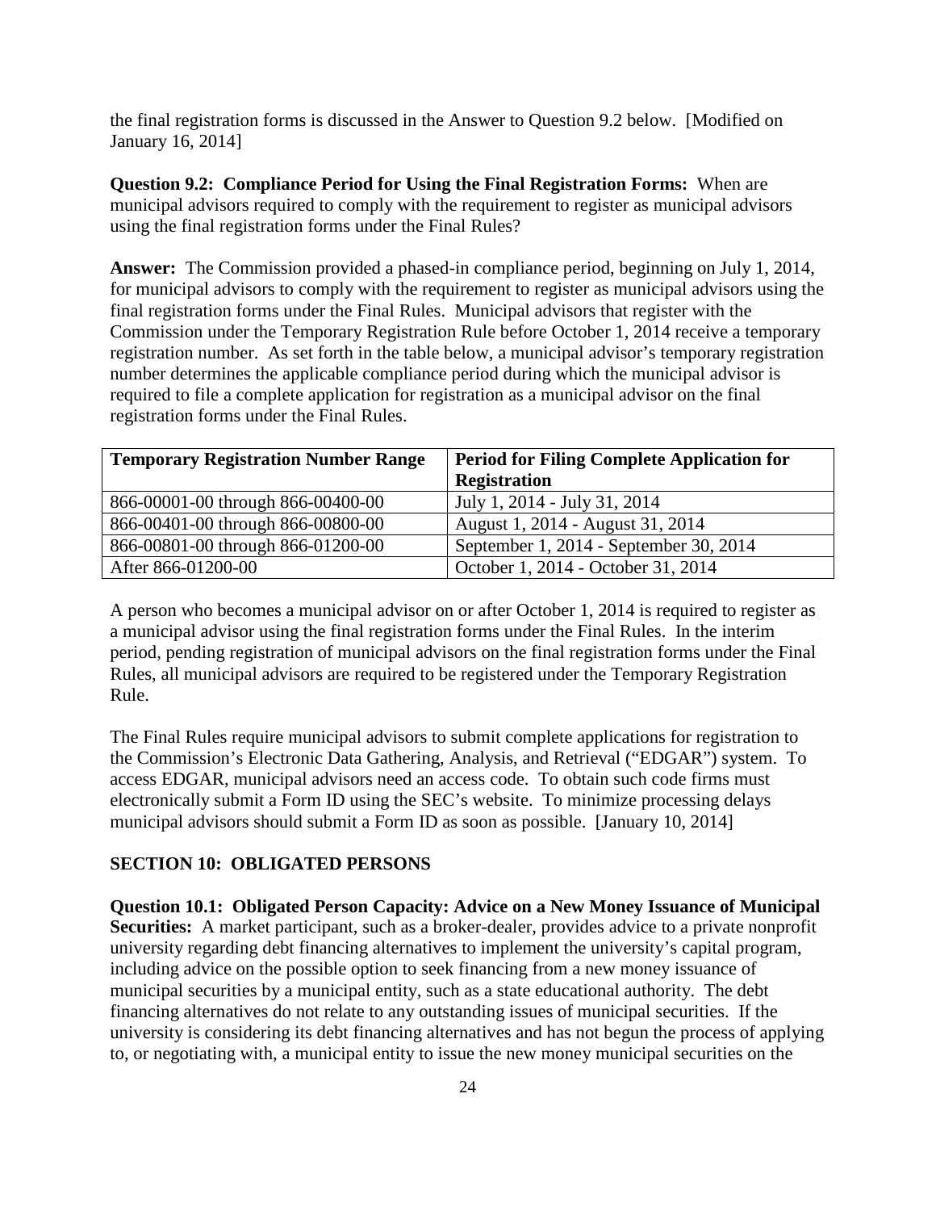the final registration forms is discussed in the Answer to Question 9.2 below. [Modified on January 16, 2014]

**Question 9.2: Compliance Period for Using the Final Registration Forms:** When are municipal advisors required to comply with the requirement to register as municipal advisors using the final registration forms under the Final Rules?

**Answer:** The Commission provided a phased-in compliance period, beginning on July 1, 2014, for municipal advisors to comply with the requirement to register as municipal advisors using the final registration forms under the Final Rules. Municipal advisors that register with the Commission under the Temporary Registration Rule before October 1, 2014 receive a temporary registration number. As set forth in the table below, a municipal advisor's temporary registration number determines the applicable compliance period during which the municipal advisor is required to file a complete application for registration as a municipal advisor on the final registration forms under the Final Rules.

| Temporary Registration Number Range | Period for Filing Complete Application for Registration |
|---|---|
| 866-00001-00 through 866-00400-00 | July 1, 2014 - July 31, 2014 |
| 866-00401-00 through 866-00800-00 | August 1, 2014 - August 31, 2014 |
| 866-00801-00 through 866-01200-00 | September 1, 2014 - September 30, 2014 |
| After 866-01200-00 | October 1, 2014 - October 31, 2014 |

A person who becomes a municipal advisor on or after October 1, 2014 is required to register as a municipal advisor using the final registration forms under the Final Rules. In the interim period, pending registration of municipal advisors on the final registration forms under the Final Rules, all municipal advisors are required to be registered under the Temporary Registration Rule.

The Final Rules require municipal advisors to submit complete applications for registration to the Commission's Electronic Data Gathering, Analysis, and Retrieval ("EDGAR") system. To access EDGAR, municipal advisors need an access code. To obtain such code firms must electronically submit a Form ID using the SEC's website. To minimize processing delays municipal advisors should submit a Form ID as soon as possible. [January 10, 2014]

## SECTION 10: OBLIGATED PERSONS

**Question 10.1: Obligated Person Capacity: Advice on a New Money Issuance of Municipal Securities:** A market participant, such as a broker-dealer, provides advice to a private nonprofit university regarding debt financing alternatives to implement the university's capital program, including advice on the possible option to seek financing from a new money issuance of municipal securities by a municipal entity, such as a state educational authority. The debt financing alternatives do not relate to any outstanding issues of municipal securities. If the university is considering its debt financing alternatives and has not begun the process of applying to, or negotiating with, a municipal entity to issue the new money municipal securities on the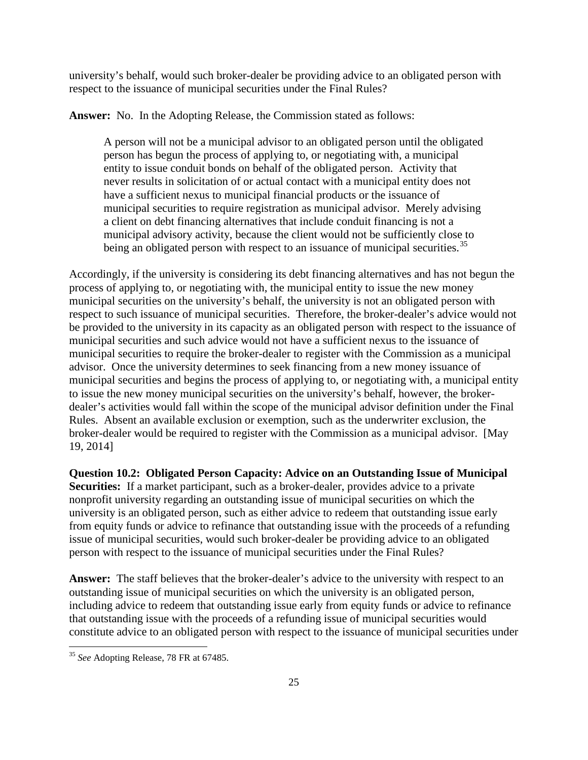university's behalf, would such broker-dealer be providing advice to an obligated person with respect to the issuance of municipal securities under the Final Rules?

**Answer:** No. In the Adopting Release, the Commission stated as follows:

> A person will not be a municipal advisor to an obligated person until the obligated person has begun the process of applying to, or negotiating with, a municipal entity to issue conduit bonds on behalf of the obligated person. Activity that never results in solicitation of or actual contact with a municipal entity does not have a sufficient nexus to municipal financial products or the issuance of municipal securities to require registration as municipal advisor. Merely advising a client on debt financing alternatives that include conduit financing is not a municipal advisory activity, because the client would not be sufficiently close to being an obligated person with respect to an issuance of municipal securities.[35]

Accordingly, if the university is considering its debt financing alternatives and has not begun the process of applying to, or negotiating with, the municipal entity to issue the new money municipal securities on the university's behalf, the university is not an obligated person with respect to such issuance of municipal securities. Therefore, the broker-dealer's advice would not be provided to the university in its capacity as an obligated person with respect to the issuance of municipal securities and such advice would not have a sufficient nexus to the issuance of municipal securities to require the broker-dealer to register with the Commission as a municipal advisor. Once the university determines to seek financing from a new money issuance of municipal securities and begins the process of applying to, or negotiating with, a municipal entity to issue the new money municipal securities on the university's behalf, however, the broker-dealer's activities would fall within the scope of the municipal advisor definition under the Final Rules. Absent an available exclusion or exemption, such as the underwriter exclusion, the broker-dealer would be required to register with the Commission as a municipal advisor. [May 19, 2014]

**Question 10.2: Obligated Person Capacity: Advice on an Outstanding Issue of Municipal Securities:** If a market participant, such as a broker-dealer, provides advice to a private nonprofit university regarding an outstanding issue of municipal securities on which the university is an obligated person, such as either advice to redeem that outstanding issue early from equity funds or advice to refinance that outstanding issue with the proceeds of a refunding issue of municipal securities, would such broker-dealer be providing advice to an obligated person with respect to the issuance of municipal securities under the Final Rules?

**Answer:** The staff believes that the broker-dealer's advice to the university with respect to an outstanding issue of municipal securities on which the university is an obligated person, including advice to redeem that outstanding issue early from equity funds or advice to refinance that outstanding issue with the proceeds of a refunding issue of municipal securities would constitute advice to an obligated person with respect to the issuance of municipal securities under

[35] *See* Adopting Release, 78 FR at 67485.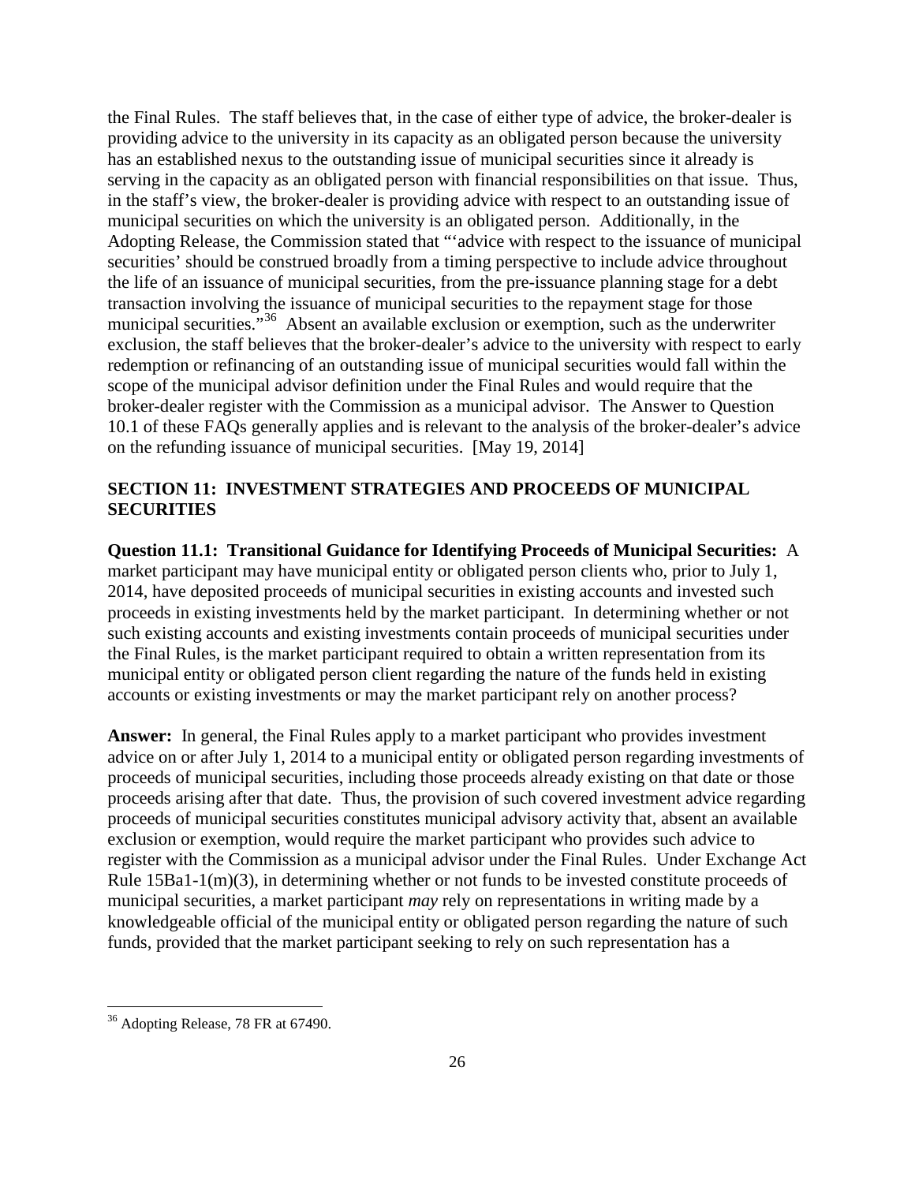the Final Rules. The staff believes that, in the case of either type of advice, the broker-dealer is providing advice to the university in its capacity as an obligated person because the university has an established nexus to the outstanding issue of municipal securities since it already is serving in the capacity as an obligated person with financial responsibilities on that issue. Thus, in the staff's view, the broker-dealer is providing advice with respect to an outstanding issue of municipal securities on which the university is an obligated person. Additionally, in the Adopting Release, the Commission stated that "'advice with respect to the issuance of municipal securities' should be construed broadly from a timing perspective to include advice throughout the life of an issuance of municipal securities, from the pre-issuance planning stage for a debt transaction involving the issuance of municipal securities to the repayment stage for those municipal securities."[36] Absent an available exclusion or exemption, such as the underwriter exclusion, the staff believes that the broker-dealer's advice to the university with respect to early redemption or refinancing of an outstanding issue of municipal securities would fall within the scope of the municipal advisor definition under the Final Rules and would require that the broker-dealer register with the Commission as a municipal advisor. The Answer to Question 10.1 of these FAQs generally applies and is relevant to the analysis of the broker-dealer's advice on the refunding issuance of municipal securities. [May 19, 2014]

## SECTION 11: INVESTMENT STRATEGIES AND PROCEEDS OF MUNICIPAL SECURITIES

**Question 11.1: Transitional Guidance for Identifying Proceeds of Municipal Securities:** A market participant may have municipal entity or obligated person clients who, prior to July 1, 2014, have deposited proceeds of municipal securities in existing accounts and invested such proceeds in existing investments held by the market participant. In determining whether or not such existing accounts and existing investments contain proceeds of municipal securities under the Final Rules, is the market participant required to obtain a written representation from its municipal entity or obligated person client regarding the nature of the funds held in existing accounts or existing investments or may the market participant rely on another process?

**Answer:** In general, the Final Rules apply to a market participant who provides investment advice on or after July 1, 2014 to a municipal entity or obligated person regarding investments of proceeds of municipal securities, including those proceeds already existing on that date or those proceeds arising after that date. Thus, the provision of such covered investment advice regarding proceeds of municipal securities constitutes municipal advisory activity that, absent an available exclusion or exemption, would require the market participant who provides such advice to register with the Commission as a municipal advisor under the Final Rules. Under Exchange Act Rule 15Ba1-1(m)(3), in determining whether or not funds to be invested constitute proceeds of municipal securities, a market participant *may* rely on representations in writing made by a knowledgeable official of the municipal entity or obligated person regarding the nature of such funds, provided that the market participant seeking to rely on such representation has a

[36] Adopting Release, 78 FR at 67490.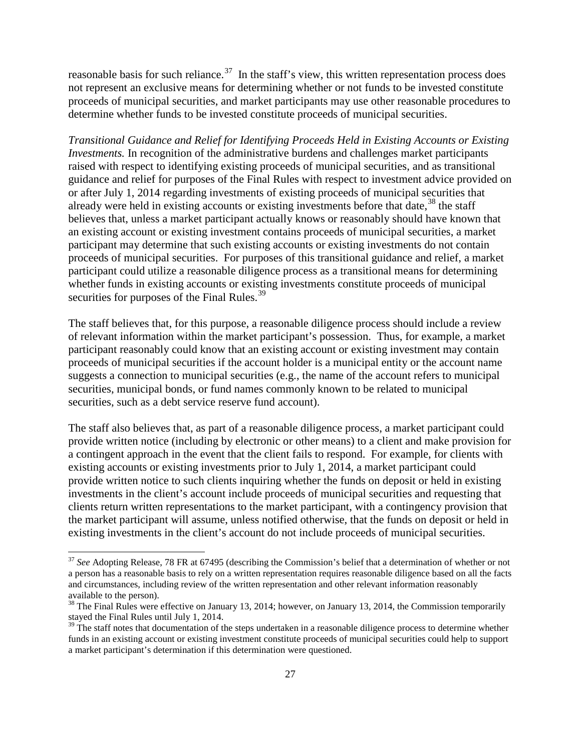reasonable basis for such reliance.[37] In the staff's view, this written representation process does not represent an exclusive means for determining whether or not funds to be invested constitute proceeds of municipal securities, and market participants may use other reasonable procedures to determine whether funds to be invested constitute proceeds of municipal securities.

*Transitional Guidance and Relief for Identifying Proceeds Held in Existing Accounts or Existing Investments.* In recognition of the administrative burdens and challenges market participants raised with respect to identifying existing proceeds of municipal securities, and as transitional guidance and relief for purposes of the Final Rules with respect to investment advice provided on or after July 1, 2014 regarding investments of existing proceeds of municipal securities that already were held in existing accounts or existing investments before that date,[38] the staff believes that, unless a market participant actually knows or reasonably should have known that an existing account or existing investment contains proceeds of municipal securities, a market participant may determine that such existing accounts or existing investments do not contain proceeds of municipal securities. For purposes of this transitional guidance and relief, a market participant could utilize a reasonable diligence process as a transitional means for determining whether funds in existing accounts or existing investments constitute proceeds of municipal securities for purposes of the Final Rules.[39]

The staff believes that, for this purpose, a reasonable diligence process should include a review of relevant information within the market participant's possession. Thus, for example, a market participant reasonably could know that an existing account or existing investment may contain proceeds of municipal securities if the account holder is a municipal entity or the account name suggests a connection to municipal securities (e.g., the name of the account refers to municipal securities, municipal bonds, or fund names commonly known to be related to municipal securities, such as a debt service reserve fund account).

The staff also believes that, as part of a reasonable diligence process, a market participant could provide written notice (including by electronic or other means) to a client and make provision for a contingent approach in the event that the client fails to respond. For example, for clients with existing accounts or existing investments prior to July 1, 2014, a market participant could provide written notice to such clients inquiring whether the funds on deposit or held in existing investments in the client's account include proceeds of municipal securities and requesting that clients return written representations to the market participant, with a contingency provision that the market participant will assume, unless notified otherwise, that the funds on deposit or held in existing investments in the client's account do not include proceeds of municipal securities.

---

[37] *See* Adopting Release, 78 FR at 67495 (describing the Commission's belief that a determination of whether or not a person has a reasonable basis to rely on a written representation requires reasonable diligence based on all the facts and circumstances, including review of the written representation and other relevant information reasonably available to the person).

[38] The Final Rules were effective on January 13, 2014; however, on January 13, 2014, the Commission temporarily stayed the Final Rules until July 1, 2014.

[39] The staff notes that documentation of the steps undertaken in a reasonable diligence process to determine whether funds in an existing account or existing investment constitute proceeds of municipal securities could help to support a market participant's determination if this determination were questioned.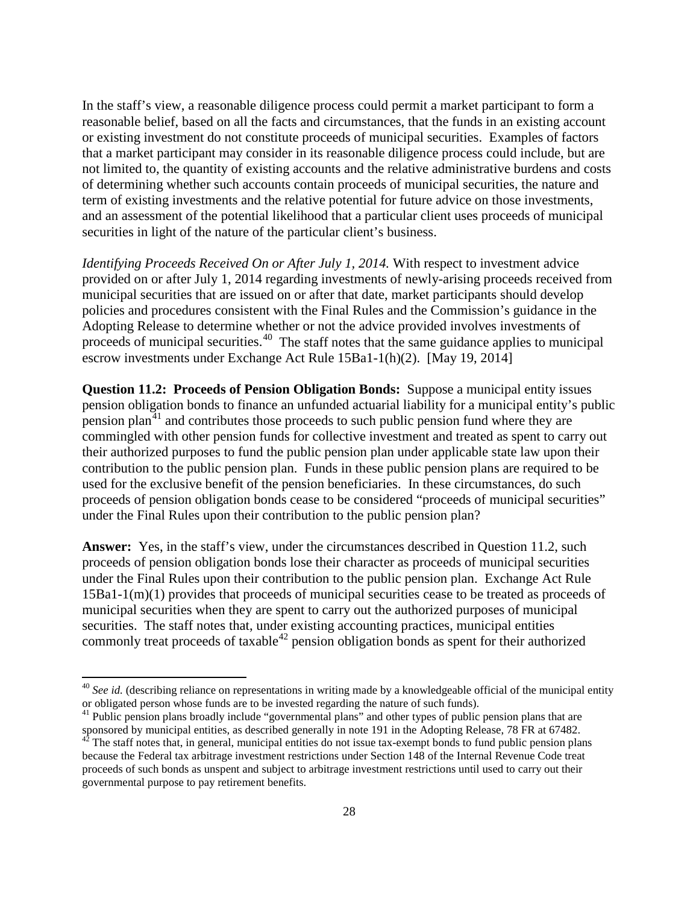In the staff's view, a reasonable diligence process could permit a market participant to form a reasonable belief, based on all the facts and circumstances, that the funds in an existing account or existing investment do not constitute proceeds of municipal securities. Examples of factors that a market participant may consider in its reasonable diligence process could include, but are not limited to, the quantity of existing accounts and the relative administrative burdens and costs of determining whether such accounts contain proceeds of municipal securities, the nature and term of existing investments and the relative potential for future advice on those investments, and an assessment of the potential likelihood that a particular client uses proceeds of municipal securities in light of the nature of the particular client's business.

*Identifying Proceeds Received On or After July 1, 2014.* With respect to investment advice provided on or after July 1, 2014 regarding investments of newly-arising proceeds received from municipal securities that are issued on or after that date, market participants should develop policies and procedures consistent with the Final Rules and the Commission's guidance in the Adopting Release to determine whether or not the advice provided involves investments of proceeds of municipal securities.[40] The staff notes that the same guidance applies to municipal escrow investments under Exchange Act Rule 15Ba1-1(h)(2). [May 19, 2014]

**Question 11.2: Proceeds of Pension Obligation Bonds:** Suppose a municipal entity issues pension obligation bonds to finance an unfunded actuarial liability for a municipal entity's public pension plan[41] and contributes those proceeds to such public pension fund where they are commingled with other pension funds for collective investment and treated as spent to carry out their authorized purposes to fund the public pension plan under applicable state law upon their contribution to the public pension plan. Funds in these public pension plans are required to be used for the exclusive benefit of the pension beneficiaries. In these circumstances, do such proceeds of pension obligation bonds cease to be considered "proceeds of municipal securities" under the Final Rules upon their contribution to the public pension plan?

**Answer:** Yes, in the staff's view, under the circumstances described in Question 11.2, such proceeds of pension obligation bonds lose their character as proceeds of municipal securities under the Final Rules upon their contribution to the public pension plan. Exchange Act Rule 15Ba1-1(m)(1) provides that proceeds of municipal securities cease to be treated as proceeds of municipal securities when they are spent to carry out the authorized purposes of municipal securities. The staff notes that, under existing accounting practices, municipal entities commonly treat proceeds of taxable[42] pension obligation bonds as spent for their authorized

---

[40] *See id.* (describing reliance on representations in writing made by a knowledgeable official of the municipal entity or obligated person whose funds are to be invested regarding the nature of such funds).

[41] Public pension plans broadly include "governmental plans" and other types of public pension plans that are sponsored by municipal entities, as described generally in note 191 in the Adopting Release, 78 FR at 67482.

[42] The staff notes that, in general, municipal entities do not issue tax-exempt bonds to fund public pension plans because the Federal tax arbitrage investment restrictions under Section 148 of the Internal Revenue Code treat proceeds of such bonds as unspent and subject to arbitrage investment restrictions until used to carry out their governmental purpose to pay retirement benefits.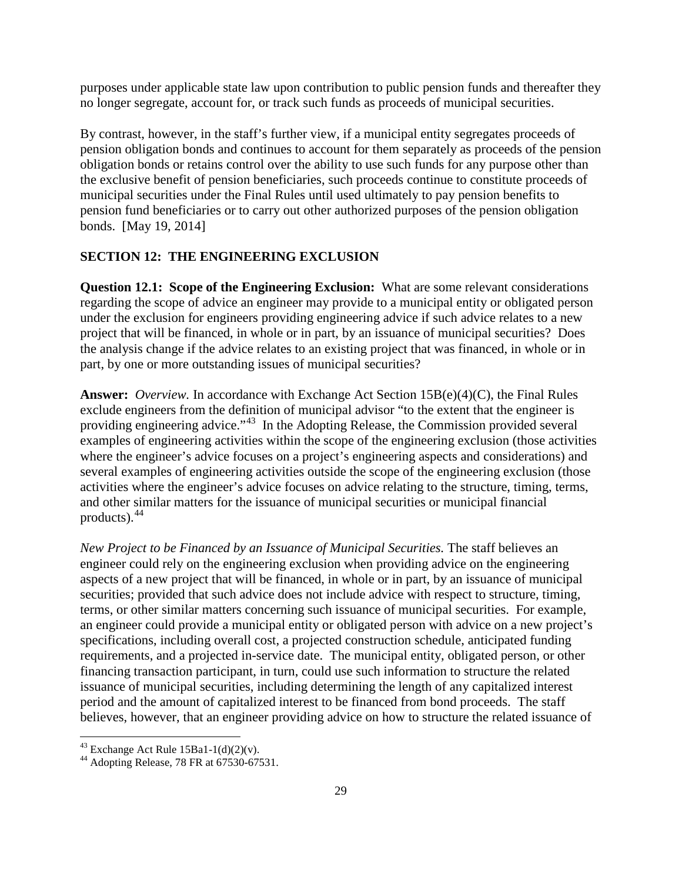purposes under applicable state law upon contribution to public pension funds and thereafter they no longer segregate, account for, or track such funds as proceeds of municipal securities.

By contrast, however, in the staff's further view, if a municipal entity segregates proceeds of pension obligation bonds and continues to account for them separately as proceeds of the pension obligation bonds or retains control over the ability to use such funds for any purpose other than the exclusive benefit of pension beneficiaries, such proceeds continue to constitute proceeds of municipal securities under the Final Rules until used ultimately to pay pension benefits to pension fund beneficiaries or to carry out other authorized purposes of the pension obligation bonds. [May 19, 2014]

## SECTION 12: THE ENGINEERING EXCLUSION

**Question 12.1: Scope of the Engineering Exclusion:** What are some relevant considerations regarding the scope of advice an engineer may provide to a municipal entity or obligated person under the exclusion for engineers providing engineering advice if such advice relates to a new project that will be financed, in whole or in part, by an issuance of municipal securities? Does the analysis change if the advice relates to an existing project that was financed, in whole or in part, by one or more outstanding issues of municipal securities?

**Answer:** *Overview.* In accordance with Exchange Act Section 15B(e)(4)(C), the Final Rules exclude engineers from the definition of municipal advisor "to the extent that the engineer is providing engineering advice."[43] In the Adopting Release, the Commission provided several examples of engineering activities within the scope of the engineering exclusion (those activities where the engineer's advice focuses on a project's engineering aspects and considerations) and several examples of engineering activities outside the scope of the engineering exclusion (those activities where the engineer's advice focuses on advice relating to the structure, timing, terms, and other similar matters for the issuance of municipal securities or municipal financial products).[44]

*New Project to be Financed by an Issuance of Municipal Securities.* The staff believes an engineer could rely on the engineering exclusion when providing advice on the engineering aspects of a new project that will be financed, in whole or in part, by an issuance of municipal securities; provided that such advice does not include advice with respect to structure, timing, terms, or other similar matters concerning such issuance of municipal securities. For example, an engineer could provide a municipal entity or obligated person with advice on a new project's specifications, including overall cost, a projected construction schedule, anticipated funding requirements, and a projected in-service date. The municipal entity, obligated person, or other financing transaction participant, in turn, could use such information to structure the related issuance of municipal securities, including determining the length of any capitalized interest period and the amount of capitalized interest to be financed from bond proceeds. The staff believes, however, that an engineer providing advice on how to structure the related issuance of

[43] Exchange Act Rule 15Ba1-1(d)(2)(v).

[44] Adopting Release, 78 FR at 67530-67531.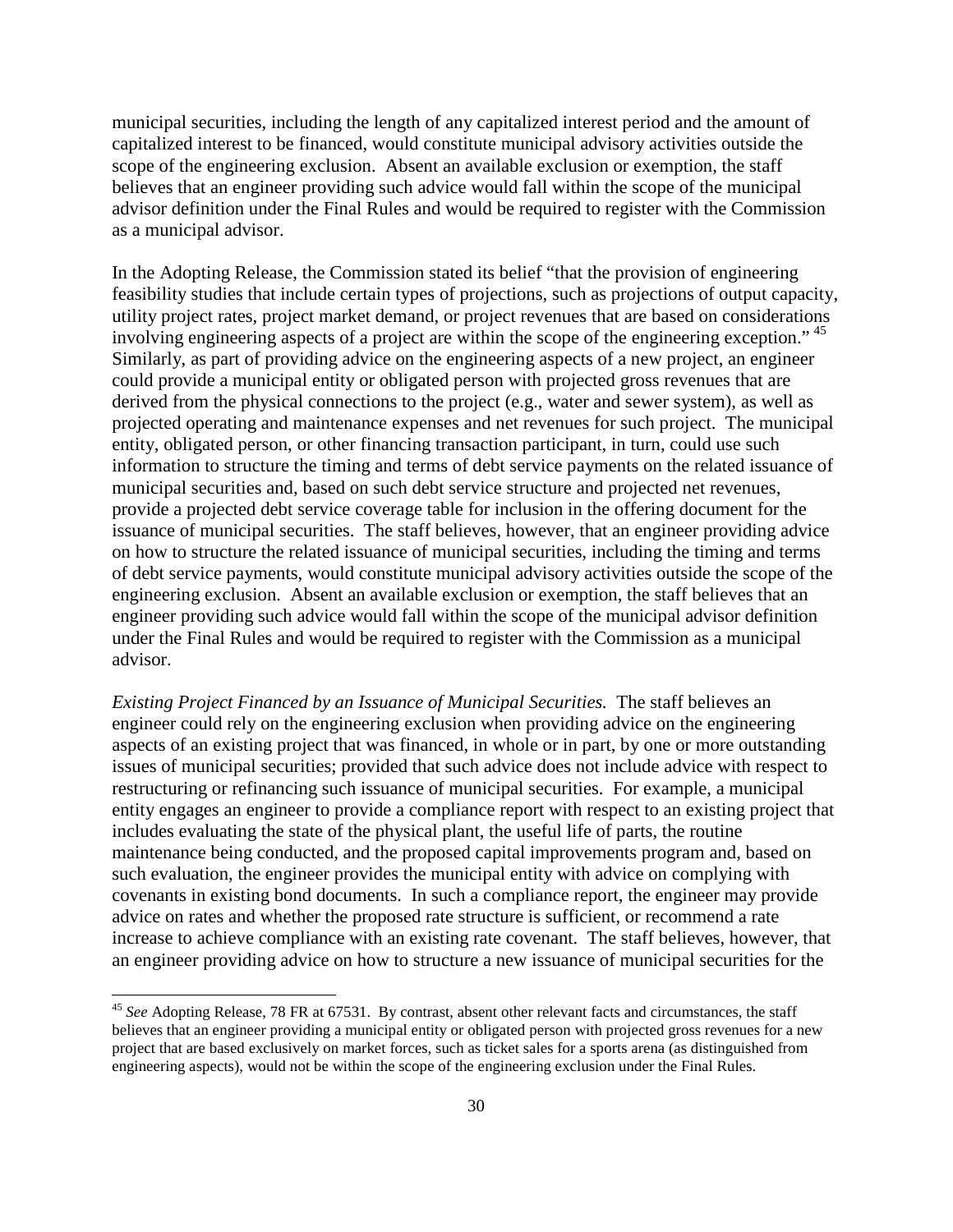municipal securities, including the length of any capitalized interest period and the amount of capitalized interest to be financed, would constitute municipal advisory activities outside the scope of the engineering exclusion. Absent an available exclusion or exemption, the staff believes that an engineer providing such advice would fall within the scope of the municipal advisor definition under the Final Rules and would be required to register with the Commission as a municipal advisor.

In the Adopting Release, the Commission stated its belief "that the provision of engineering feasibility studies that include certain types of projections, such as projections of output capacity, utility project rates, project market demand, or project revenues that are based on considerations involving engineering aspects of a project are within the scope of the engineering exception." [45] Similarly, as part of providing advice on the engineering aspects of a new project, an engineer could provide a municipal entity or obligated person with projected gross revenues that are derived from the physical connections to the project (e.g., water and sewer system), as well as projected operating and maintenance expenses and net revenues for such project. The municipal entity, obligated person, or other financing transaction participant, in turn, could use such information to structure the timing and terms of debt service payments on the related issuance of municipal securities and, based on such debt service structure and projected net revenues, provide a projected debt service coverage table for inclusion in the offering document for the issuance of municipal securities. The staff believes, however, that an engineer providing advice on how to structure the related issuance of municipal securities, including the timing and terms of debt service payments, would constitute municipal advisory activities outside the scope of the engineering exclusion. Absent an available exclusion or exemption, the staff believes that an engineer providing such advice would fall within the scope of the municipal advisor definition under the Final Rules and would be required to register with the Commission as a municipal advisor.

*Existing Project Financed by an Issuance of Municipal Securities.* The staff believes an engineer could rely on the engineering exclusion when providing advice on the engineering aspects of an existing project that was financed, in whole or in part, by one or more outstanding issues of municipal securities; provided that such advice does not include advice with respect to restructuring or refinancing such issuance of municipal securities. For example, a municipal entity engages an engineer to provide a compliance report with respect to an existing project that includes evaluating the state of the physical plant, the useful life of parts, the routine maintenance being conducted, and the proposed capital improvements program and, based on such evaluation, the engineer provides the municipal entity with advice on complying with covenants in existing bond documents. In such a compliance report, the engineer may provide advice on rates and whether the proposed rate structure is sufficient, or recommend a rate increase to achieve compliance with an existing rate covenant. The staff believes, however, that an engineer providing advice on how to structure a new issuance of municipal securities for the

[45] *See* Adopting Release, 78 FR at 67531. By contrast, absent other relevant facts and circumstances, the staff believes that an engineer providing a municipal entity or obligated person with projected gross revenues for a new project that are based exclusively on market forces, such as ticket sales for a sports arena (as distinguished from engineering aspects), would not be within the scope of the engineering exclusion under the Final Rules.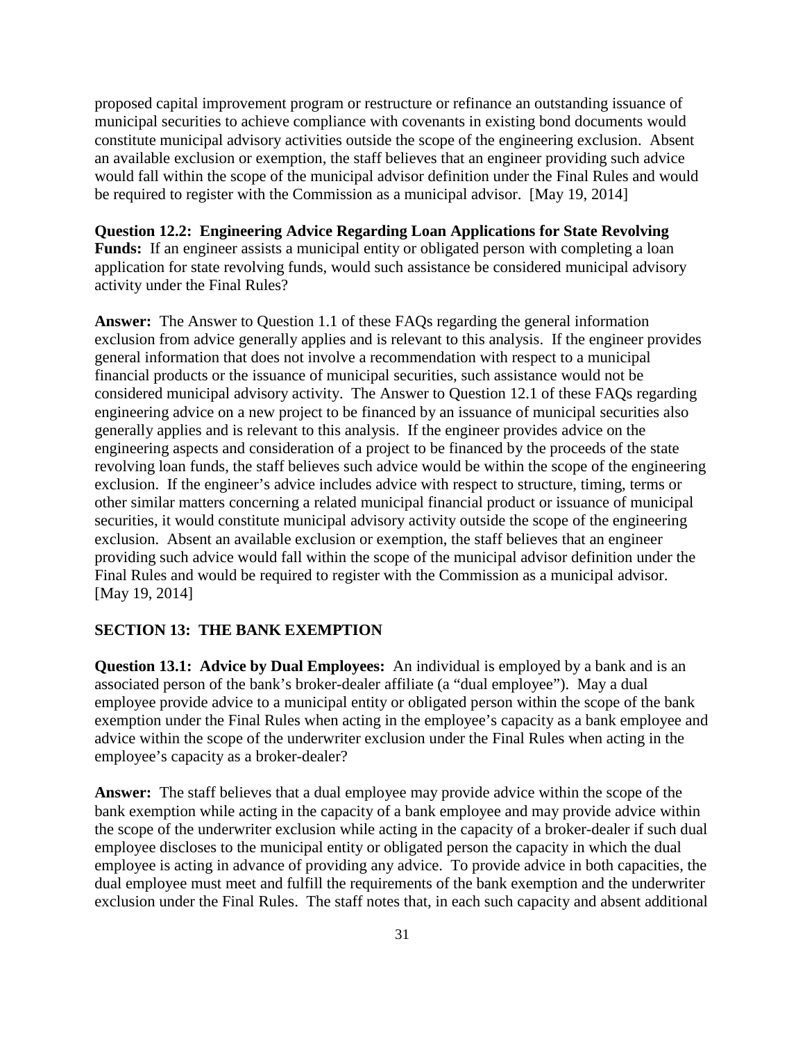proposed capital improvement program or restructure or refinance an outstanding issuance of municipal securities to achieve compliance with covenants in existing bond documents would constitute municipal advisory activities outside the scope of the engineering exclusion. Absent an available exclusion or exemption, the staff believes that an engineer providing such advice would fall within the scope of the municipal advisor definition under the Final Rules and would be required to register with the Commission as a municipal advisor. [May 19, 2014]

**Question 12.2: Engineering Advice Regarding Loan Applications for State Revolving Funds:** If an engineer assists a municipal entity or obligated person with completing a loan application for state revolving funds, would such assistance be considered municipal advisory activity under the Final Rules?

**Answer:** The Answer to Question 1.1 of these FAQs regarding the general information exclusion from advice generally applies and is relevant to this analysis. If the engineer provides general information that does not involve a recommendation with respect to a municipal financial products or the issuance of municipal securities, such assistance would not be considered municipal advisory activity. The Answer to Question 12.1 of these FAQs regarding engineering advice on a new project to be financed by an issuance of municipal securities also generally applies and is relevant to this analysis. If the engineer provides advice on the engineering aspects and consideration of a project to be financed by the proceeds of the state revolving loan funds, the staff believes such advice would be within the scope of the engineering exclusion. If the engineer's advice includes advice with respect to structure, timing, terms or other similar matters concerning a related municipal financial product or issuance of municipal securities, it would constitute municipal advisory activity outside the scope of the engineering exclusion. Absent an available exclusion or exemption, the staff believes that an engineer providing such advice would fall within the scope of the municipal advisor definition under the Final Rules and would be required to register with the Commission as a municipal advisor. [May 19, 2014]

## SECTION 13: THE BANK EXEMPTION

**Question 13.1: Advice by Dual Employees:** An individual is employed by a bank and is an associated person of the bank's broker-dealer affiliate (a "dual employee"). May a dual employee provide advice to a municipal entity or obligated person within the scope of the bank exemption under the Final Rules when acting in the employee's capacity as a bank employee and advice within the scope of the underwriter exclusion under the Final Rules when acting in the employee's capacity as a broker-dealer?

**Answer:** The staff believes that a dual employee may provide advice within the scope of the bank exemption while acting in the capacity of a bank employee and may provide advice within the scope of the underwriter exclusion while acting in the capacity of a broker-dealer if such dual employee discloses to the municipal entity or obligated person the capacity in which the dual employee is acting in advance of providing any advice. To provide advice in both capacities, the dual employee must meet and fulfill the requirements of the bank exemption and the underwriter exclusion under the Final Rules. The staff notes that, in each such capacity and absent additional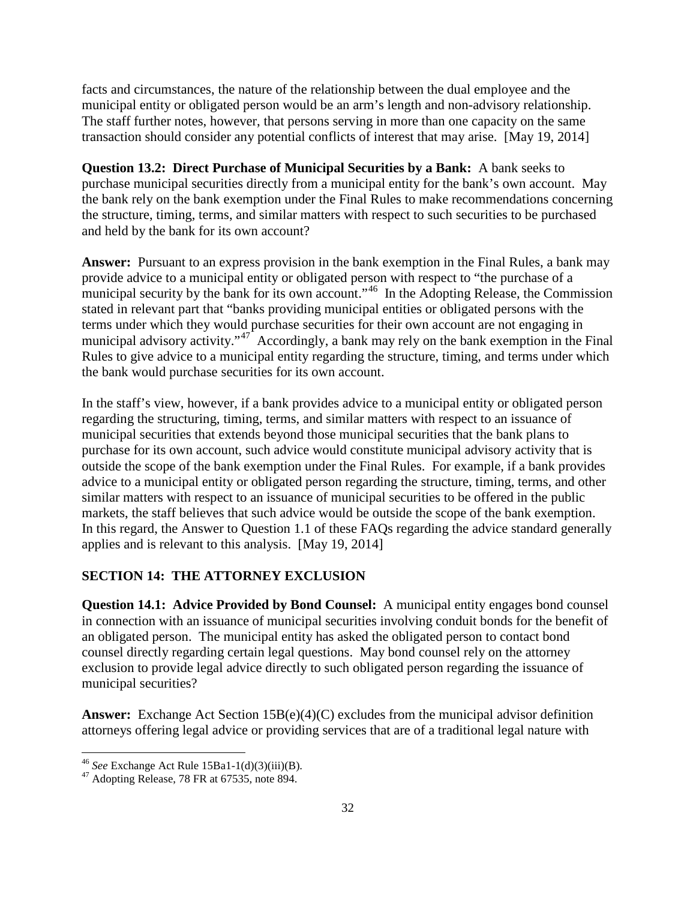facts and circumstances, the nature of the relationship between the dual employee and the municipal entity or obligated person would be an arm's length and non-advisory relationship. The staff further notes, however, that persons serving in more than one capacity on the same transaction should consider any potential conflicts of interest that may arise. [May 19, 2014]

**Question 13.2: Direct Purchase of Municipal Securities by a Bank:** A bank seeks to purchase municipal securities directly from a municipal entity for the bank's own account. May the bank rely on the bank exemption under the Final Rules to make recommendations concerning the structure, timing, terms, and similar matters with respect to such securities to be purchased and held by the bank for its own account?

**Answer:** Pursuant to an express provision in the bank exemption in the Final Rules, a bank may provide advice to a municipal entity or obligated person with respect to "the purchase of a municipal security by the bank for its own account."[46] In the Adopting Release, the Commission stated in relevant part that "banks providing municipal entities or obligated persons with the terms under which they would purchase securities for their own account are not engaging in municipal advisory activity."[47] Accordingly, a bank may rely on the bank exemption in the Final Rules to give advice to a municipal entity regarding the structure, timing, and terms under which the bank would purchase securities for its own account.

In the staff's view, however, if a bank provides advice to a municipal entity or obligated person regarding the structuring, timing, terms, and similar matters with respect to an issuance of municipal securities that extends beyond those municipal securities that the bank plans to purchase for its own account, such advice would constitute municipal advisory activity that is outside the scope of the bank exemption under the Final Rules. For example, if a bank provides advice to a municipal entity or obligated person regarding the structure, timing, terms, and other similar matters with respect to an issuance of municipal securities to be offered in the public markets, the staff believes that such advice would be outside the scope of the bank exemption. In this regard, the Answer to Question 1.1 of these FAQs regarding the advice standard generally applies and is relevant to this analysis. [May 19, 2014]

## SECTION 14: THE ATTORNEY EXCLUSION

**Question 14.1: Advice Provided by Bond Counsel:** A municipal entity engages bond counsel in connection with an issuance of municipal securities involving conduit bonds for the benefit of an obligated person. The municipal entity has asked the obligated person to contact bond counsel directly regarding certain legal questions. May bond counsel rely on the attorney exclusion to provide legal advice directly to such obligated person regarding the issuance of municipal securities?

**Answer:** Exchange Act Section 15B(e)(4)(C) excludes from the municipal advisor definition attorneys offering legal advice or providing services that are of a traditional legal nature with

---

[46] *See* Exchange Act Rule 15Ba1-1(d)(3)(iii)(B).

[47] Adopting Release, 78 FR at 67535, note 894.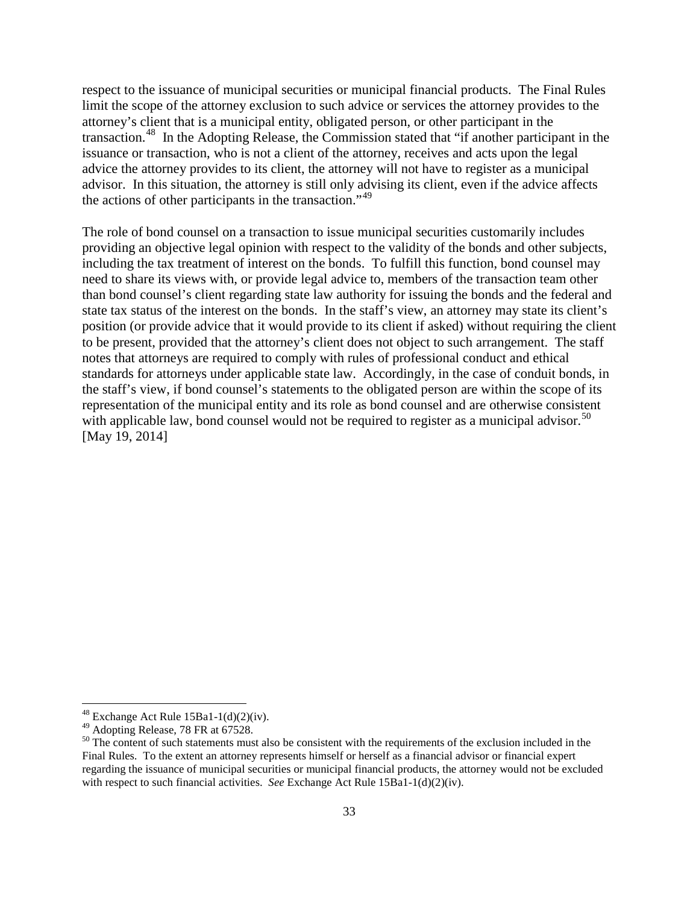respect to the issuance of municipal securities or municipal financial products. The Final Rules limit the scope of the attorney exclusion to such advice or services the attorney provides to the attorney's client that is a municipal entity, obligated person, or other participant in the transaction.[48] In the Adopting Release, the Commission stated that "if another participant in the issuance or transaction, who is not a client of the attorney, receives and acts upon the legal advice the attorney provides to its client, the attorney will not have to register as a municipal advisor. In this situation, the attorney is still only advising its client, even if the advice affects the actions of other participants in the transaction."[49]

The role of bond counsel on a transaction to issue municipal securities customarily includes providing an objective legal opinion with respect to the validity of the bonds and other subjects, including the tax treatment of interest on the bonds. To fulfill this function, bond counsel may need to share its views with, or provide legal advice to, members of the transaction team other than bond counsel's client regarding state law authority for issuing the bonds and the federal and state tax status of the interest on the bonds. In the staff's view, an attorney may state its client's position (or provide advice that it would provide to its client if asked) without requiring the client to be present, provided that the attorney's client does not object to such arrangement. The staff notes that attorneys are required to comply with rules of professional conduct and ethical standards for attorneys under applicable state law. Accordingly, in the case of conduit bonds, in the staff's view, if bond counsel's statements to the obligated person are within the scope of its representation of the municipal entity and its role as bond counsel and are otherwise consistent with applicable law, bond counsel would not be required to register as a municipal advisor.[50] [May 19, 2014]

---

[48] Exchange Act Rule 15Ba1-1(d)(2)(iv).

[49] Adopting Release, 78 FR at 67528.

[50] The content of such statements must also be consistent with the requirements of the exclusion included in the Final Rules. To the extent an attorney represents himself or herself as a financial advisor or financial expert regarding the issuance of municipal securities or municipal financial products, the attorney would not be excluded with respect to such financial activities. *See* Exchange Act Rule 15Ba1-1(d)(2)(iv).